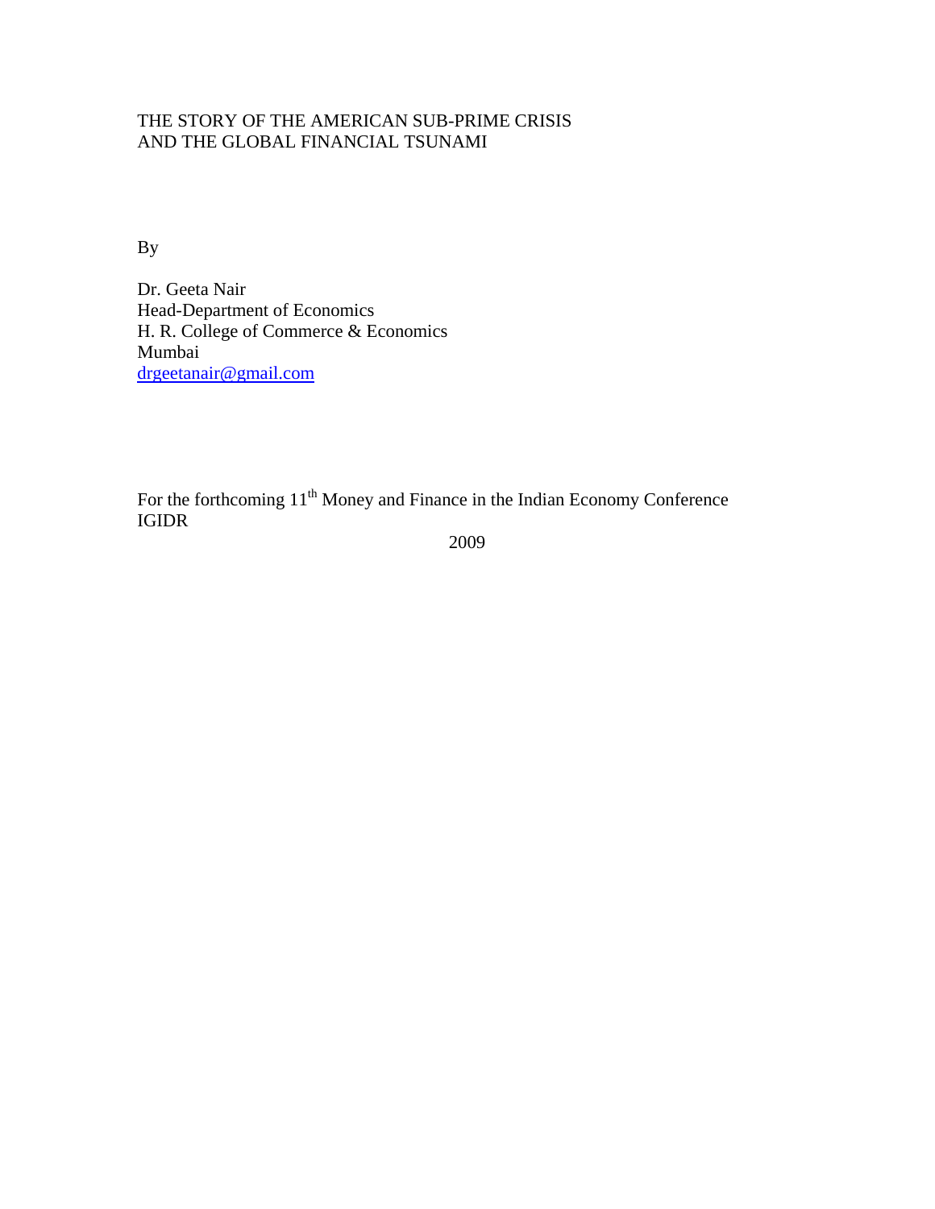# THE STORY OF THE AMERICAN SUB-PRIME CRISIS AND THE GLOBAL FINANCIAL TSUNAMI

By

Dr. Geeta Nair
Head-Department of Economics
H. R. College of Commerce & Economics
Mumbai
drgeetanair@gmail.com

For the forthcoming 11th Money and Finance in the Indian Economy Conference
IGIDR

2009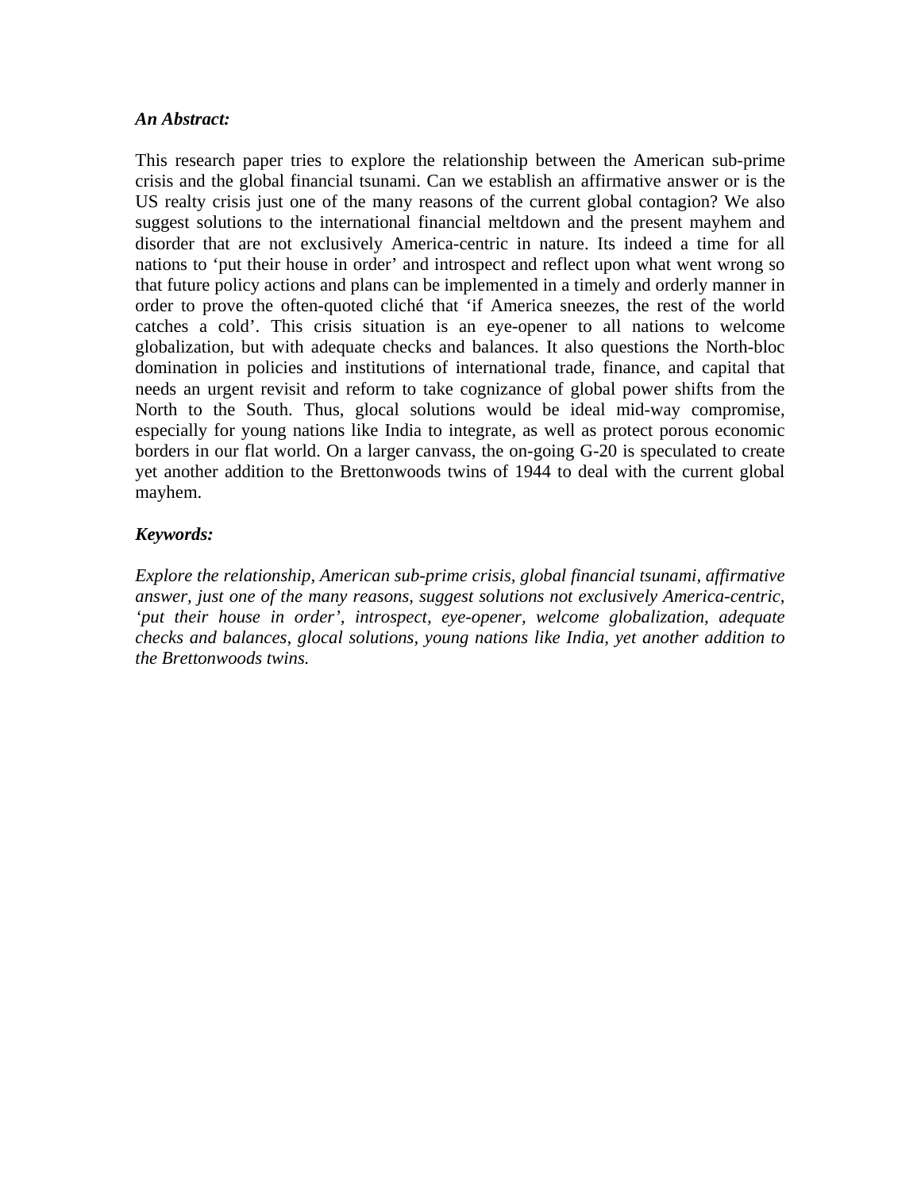***An Abstract:***

This research paper tries to explore the relationship between the American sub-prime crisis and the global financial tsunami. Can we establish an affirmative answer or is the US realty crisis just one of the many reasons of the current global contagion? We also suggest solutions to the international financial meltdown and the present mayhem and disorder that are not exclusively America-centric in nature. Its indeed a time for all nations to 'put their house in order' and introspect and reflect upon what went wrong so that future policy actions and plans can be implemented in a timely and orderly manner in order to prove the often-quoted cliché that 'if America sneezes, the rest of the world catches a cold'. This crisis situation is an eye-opener to all nations to welcome globalization, but with adequate checks and balances. It also questions the North-bloc domination in policies and institutions of international trade, finance, and capital that needs an urgent revisit and reform to take cognizance of global power shifts from the North to the South. Thus, glocal solutions would be ideal mid-way compromise, especially for young nations like India to integrate, as well as protect porous economic borders in our flat world. On a larger canvass, the on-going G-20 is speculated to create yet another addition to the Brettonwoods twins of 1944 to deal with the current global mayhem.

***Keywords:***

*Explore the relationship, American sub-prime crisis, global financial tsunami, affirmative answer, just one of the many reasons, suggest solutions not exclusively America-centric, 'put their house in order', introspect, eye-opener, welcome globalization, adequate checks and balances, glocal solutions, young nations like India, yet another addition to the Brettonwoods twins.*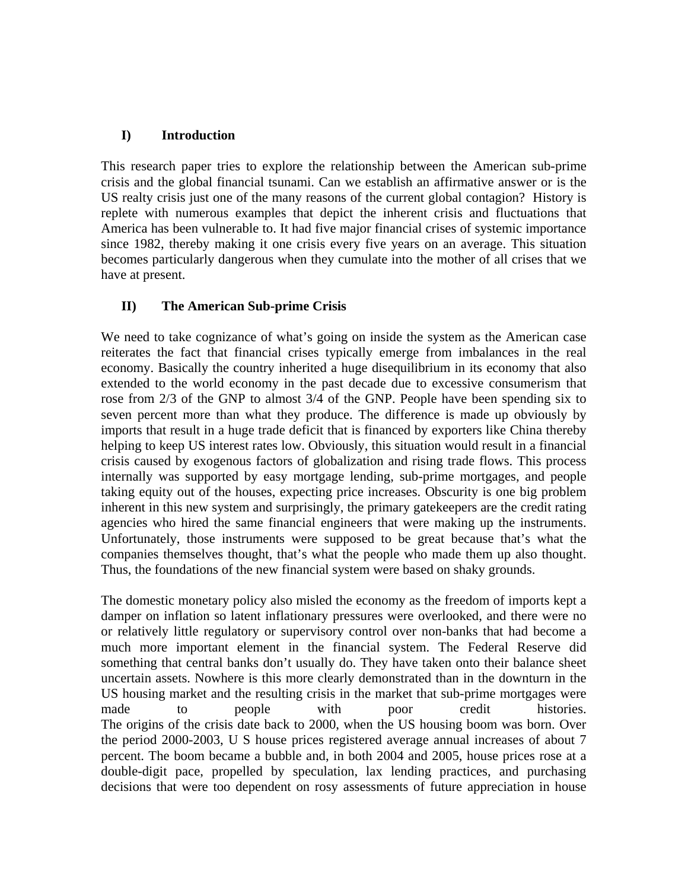## I) Introduction

This research paper tries to explore the relationship between the American sub-prime crisis and the global financial tsunami. Can we establish an affirmative answer or is the US realty crisis just one of the many reasons of the current global contagion? History is replete with numerous examples that depict the inherent crisis and fluctuations that America has been vulnerable to. It had five major financial crises of systemic importance since 1982, thereby making it one crisis every five years on an average. This situation becomes particularly dangerous when they cumulate into the mother of all crises that we have at present.

## II) The American Sub-prime Crisis

We need to take cognizance of what's going on inside the system as the American case reiterates the fact that financial crises typically emerge from imbalances in the real economy. Basically the country inherited a huge disequilibrium in its economy that also extended to the world economy in the past decade due to excessive consumerism that rose from 2/3 of the GNP to almost 3/4 of the GNP. People have been spending six to seven percent more than what they produce. The difference is made up obviously by imports that result in a huge trade deficit that is financed by exporters like China thereby helping to keep US interest rates low. Obviously, this situation would result in a financial crisis caused by exogenous factors of globalization and rising trade flows. This process internally was supported by easy mortgage lending, sub-prime mortgages, and people taking equity out of the houses, expecting price increases. Obscurity is one big problem inherent in this new system and surprisingly, the primary gatekeepers are the credit rating agencies who hired the same financial engineers that were making up the instruments. Unfortunately, those instruments were supposed to be great because that's what the companies themselves thought, that's what the people who made them up also thought. Thus, the foundations of the new financial system were based on shaky grounds.

The domestic monetary policy also misled the economy as the freedom of imports kept a damper on inflation so latent inflationary pressures were overlooked, and there were no or relatively little regulatory or supervisory control over non-banks that had become a much more important element in the financial system. The Federal Reserve did something that central banks don't usually do. They have taken onto their balance sheet uncertain assets. Nowhere is this more clearly demonstrated than in the downturn in the US housing market and the resulting crisis in the market that sub-prime mortgages were made to people with poor credit histories.
The origins of the crisis date back to 2000, when the US housing boom was born. Over the period 2000-2003, U S house prices registered average annual increases of about 7 percent. The boom became a bubble and, in both 2004 and 2005, house prices rose at a double-digit pace, propelled by speculation, lax lending practices, and purchasing decisions that were too dependent on rosy assessments of future appreciation in house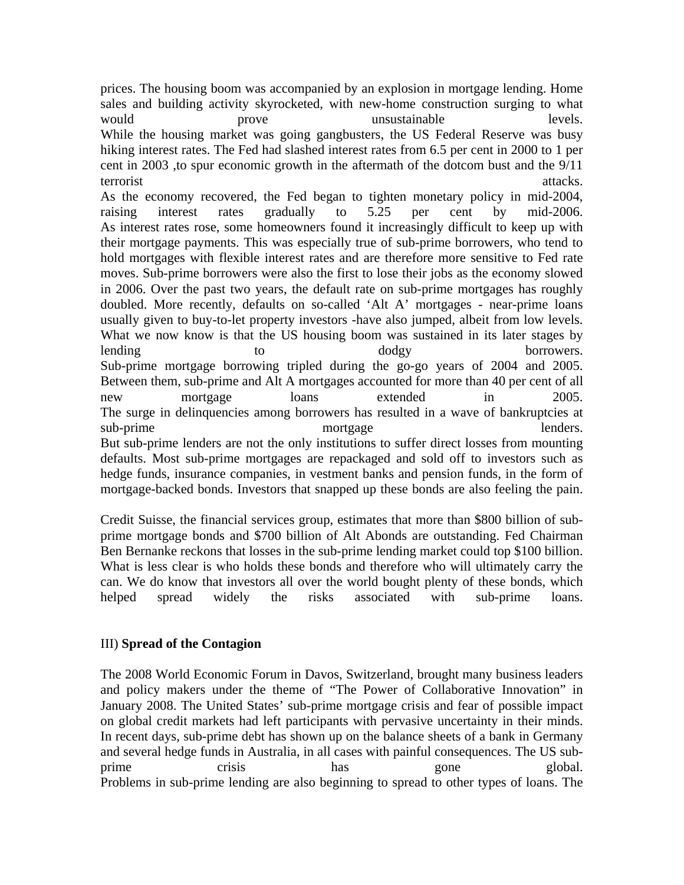prices. The housing boom was accompanied by an explosion in mortgage lending. Home sales and building activity skyrocketed, with new-home construction surging to what would prove unsustainable levels.
While the housing market was going gangbusters, the US Federal Reserve was busy hiking interest rates. The Fed had slashed interest rates from 6.5 per cent in 2000 to 1 per cent in 2003 ,to spur economic growth in the aftermath of the dotcom bust and the 9/11 terrorist attacks.
As the economy recovered, the Fed began to tighten monetary policy in mid-2004, raising interest rates gradually to 5.25 per cent by mid-2006.
As interest rates rose, some homeowners found it increasingly difficult to keep up with their mortgage payments. This was especially true of sub-prime borrowers, who tend to hold mortgages with flexible interest rates and are therefore more sensitive to Fed rate moves. Sub-prime borrowers were also the first to lose their jobs as the economy slowed in 2006. Over the past two years, the default rate on sub-prime mortgages has roughly doubled. More recently, defaults on so-called 'Alt A' mortgages - near-prime loans usually given to buy-to-let property investors -have also jumped, albeit from low levels.
What we now know is that the US housing boom was sustained in its later stages by lending to dodgy borrowers.
Sub-prime mortgage borrowing tripled during the go-go years of 2004 and 2005. Between them, sub-prime and Alt A mortgages accounted for more than 40 per cent of all new mortgage loans extended in 2005.
The surge in delinquencies among borrowers has resulted in a wave of bankruptcies at sub-prime mortgage lenders.
But sub-prime lenders are not the only institutions to suffer direct losses from mounting defaults. Most sub-prime mortgages are repackaged and sold off to investors such as hedge funds, insurance companies, in vestment banks and pension funds, in the form of mortgage-backed bonds. Investors that snapped up these bonds are also feeling the pain.

Credit Suisse, the financial services group, estimates that more than $800 billion of sub-prime mortgage bonds and $700 billion of Alt Abonds are outstanding. Fed Chairman Ben Bernanke reckons that losses in the sub-prime lending market could top $100 billion. What is less clear is who holds these bonds and therefore who will ultimately carry the can. We do know that investors all over the world bought plenty of these bonds, which helped spread widely the risks associated with sub-prime loans.

## III) **Spread of the Contagion**

The 2008 World Economic Forum in Davos, Switzerland, brought many business leaders and policy makers under the theme of "The Power of Collaborative Innovation" in January 2008. The United States' sub-prime mortgage crisis and fear of possible impact on global credit markets had left participants with pervasive uncertainty in their minds. In recent days, sub-prime debt has shown up on the balance sheets of a bank in Germany and several hedge funds in Australia, in all cases with painful consequences. The US sub-prime crisis has gone global.
Problems in sub-prime lending are also beginning to spread to other types of loans. The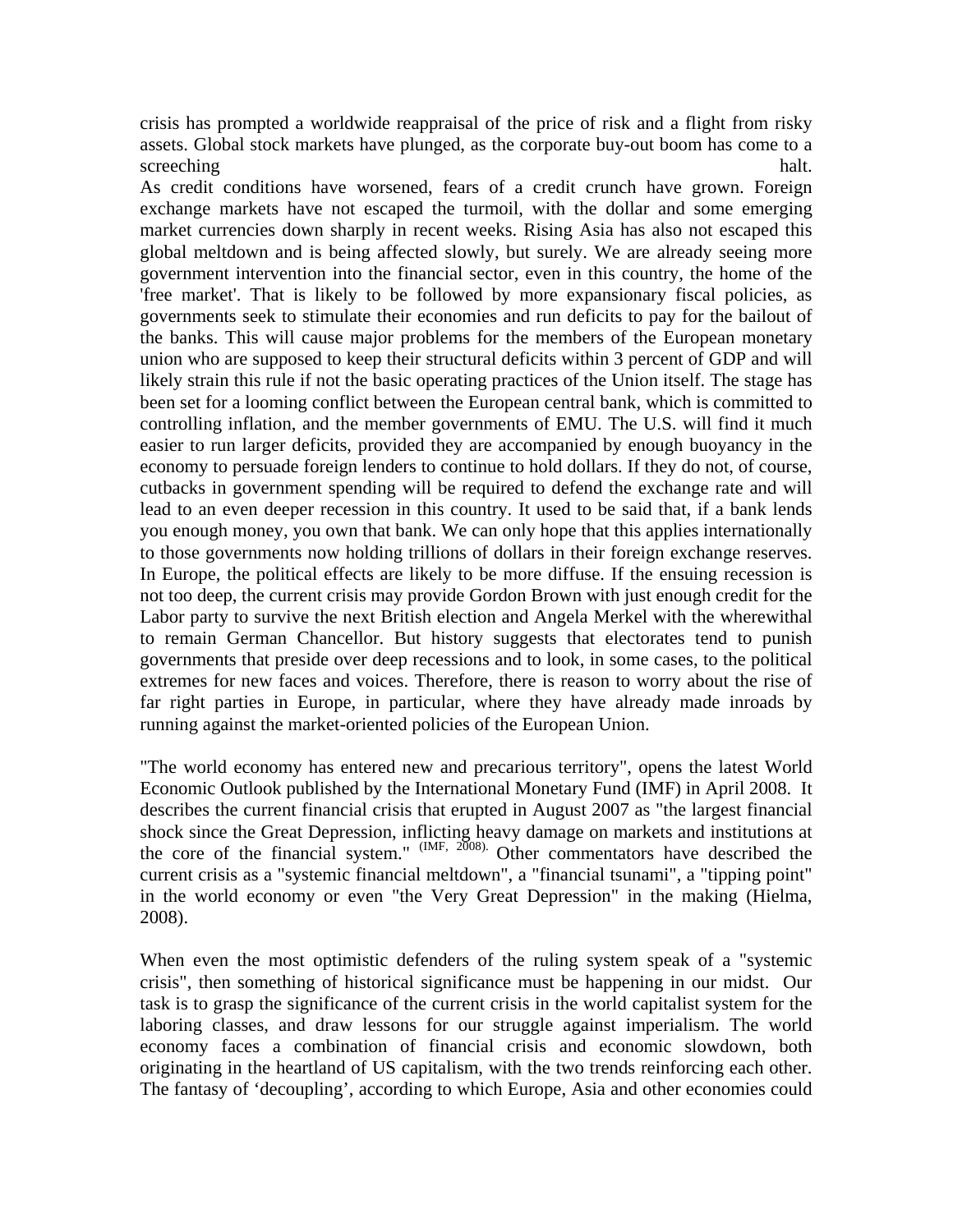crisis has prompted a worldwide reappraisal of the price of risk and a flight from risky assets. Global stock markets have plunged, as the corporate buy-out boom has come to a screeching halt.
As credit conditions have worsened, fears of a credit crunch have grown. Foreign exchange markets have not escaped the turmoil, with the dollar and some emerging market currencies down sharply in recent weeks. Rising Asia has also not escaped this global meltdown and is being affected slowly, but surely. We are already seeing more government intervention into the financial sector, even in this country, the home of the 'free market'. That is likely to be followed by more expansionary fiscal policies, as governments seek to stimulate their economies and run deficits to pay for the bailout of the banks. This will cause major problems for the members of the European monetary union who are supposed to keep their structural deficits within 3 percent of GDP and will likely strain this rule if not the basic operating practices of the Union itself. The stage has been set for a looming conflict between the European central bank, which is committed to controlling inflation, and the member governments of EMU. The U.S. will find it much easier to run larger deficits, provided they are accompanied by enough buoyancy in the economy to persuade foreign lenders to continue to hold dollars. If they do not, of course, cutbacks in government spending will be required to defend the exchange rate and will lead to an even deeper recession in this country. It used to be said that, if a bank lends you enough money, you own that bank. We can only hope that this applies internationally to those governments now holding trillions of dollars in their foreign exchange reserves. In Europe, the political effects are likely to be more diffuse. If the ensuing recession is not too deep, the current crisis may provide Gordon Brown with just enough credit for the Labor party to survive the next British election and Angela Merkel with the wherewithal to remain German Chancellor. But history suggests that electorates tend to punish governments that preside over deep recessions and to look, in some cases, to the political extremes for new faces and voices. Therefore, there is reason to worry about the rise of far right parties in Europe, in particular, where they have already made inroads by running against the market-oriented policies of the European Union.

"The world economy has entered new and precarious territory", opens the latest World Economic Outlook published by the International Monetary Fund (IMF) in April 2008. It describes the current financial crisis that erupted in August 2007 as "the largest financial shock since the Great Depression, inflicting heavy damage on markets and institutions at the core of the financial system." (IMF, 2008). Other commentators have described the current crisis as a "systemic financial meltdown", a "financial tsunami", a "tipping point" in the world economy or even "the Very Great Depression" in the making (Hielma, 2008).

When even the most optimistic defenders of the ruling system speak of a "systemic crisis", then something of historical significance must be happening in our midst. Our task is to grasp the significance of the current crisis in the world capitalist system for the laboring classes, and draw lessons for our struggle against imperialism. The world economy faces a combination of financial crisis and economic slowdown, both originating in the heartland of US capitalism, with the two trends reinforcing each other. The fantasy of 'decoupling', according to which Europe, Asia and other economies could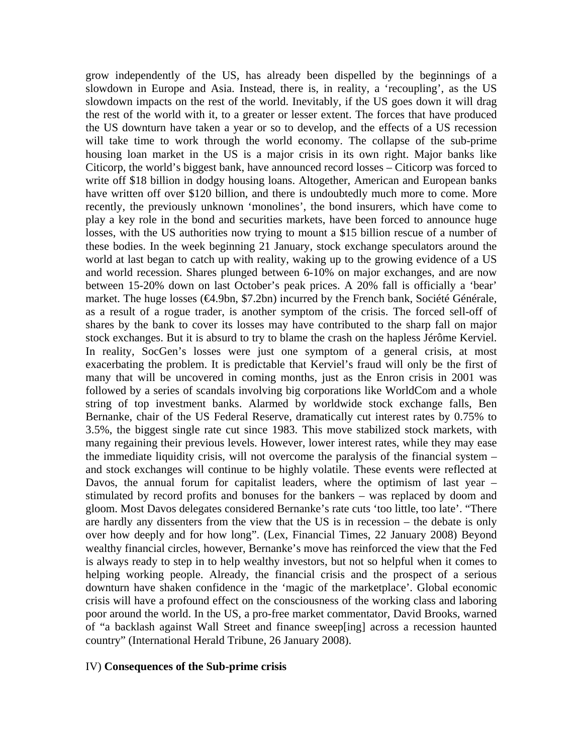grow independently of the US, has already been dispelled by the beginnings of a slowdown in Europe and Asia. Instead, there is, in reality, a 'recoupling', as the US slowdown impacts on the rest of the world. Inevitably, if the US goes down it will drag the rest of the world with it, to a greater or lesser extent. The forces that have produced the US downturn have taken a year or so to develop, and the effects of a US recession will take time to work through the world economy. The collapse of the sub-prime housing loan market in the US is a major crisis in its own right. Major banks like Citicorp, the world's biggest bank, have announced record losses – Citicorp was forced to write off $18 billion in dodgy housing loans. Altogether, American and European banks have written off over $120 billion, and there is undoubtedly much more to come. More recently, the previously unknown 'monolines', the bond insurers, which have come to play a key role in the bond and securities markets, have been forced to announce huge losses, with the US authorities now trying to mount a $15 billion rescue of a number of these bodies. In the week beginning 21 January, stock exchange speculators around the world at last began to catch up with reality, waking up to the growing evidence of a US and world recession. Shares plunged between 6-10% on major exchanges, and are now between 15-20% down on last October's peak prices. A 20% fall is officially a 'bear' market. The huge losses (€4.9bn, $7.2bn) incurred by the French bank, Société Générale, as a result of a rogue trader, is another symptom of the crisis. The forced sell-off of shares by the bank to cover its losses may have contributed to the sharp fall on major stock exchanges. But it is absurd to try to blame the crash on the hapless Jérôme Kerviel. In reality, SocGen's losses were just one symptom of a general crisis, at most exacerbating the problem. It is predictable that Kerviel's fraud will only be the first of many that will be uncovered in coming months, just as the Enron crisis in 2001 was followed by a series of scandals involving big corporations like WorldCom and a whole string of top investment banks. Alarmed by worldwide stock exchange falls, Ben Bernanke, chair of the US Federal Reserve, dramatically cut interest rates by 0.75% to 3.5%, the biggest single rate cut since 1983. This move stabilized stock markets, with many regaining their previous levels. However, lower interest rates, while they may ease the immediate liquidity crisis, will not overcome the paralysis of the financial system – and stock exchanges will continue to be highly volatile. These events were reflected at Davos, the annual forum for capitalist leaders, where the optimism of last year – stimulated by record profits and bonuses for the bankers – was replaced by doom and gloom. Most Davos delegates considered Bernanke's rate cuts 'too little, too late'. "There are hardly any dissenters from the view that the US is in recession – the debate is only over how deeply and for how long". (Lex, Financial Times, 22 January 2008) Beyond wealthy financial circles, however, Bernanke's move has reinforced the view that the Fed is always ready to step in to help wealthy investors, but not so helpful when it comes to helping working people. Already, the financial crisis and the prospect of a serious downturn have shaken confidence in the 'magic of the marketplace'. Global economic crisis will have a profound effect on the consciousness of the working class and laboring poor around the world. In the US, a pro-free market commentator, David Brooks, warned of "a backlash against Wall Street and finance sweep[ing] across a recession haunted country" (International Herald Tribune, 26 January 2008).

IV) **Consequences of the Sub-prime crisis**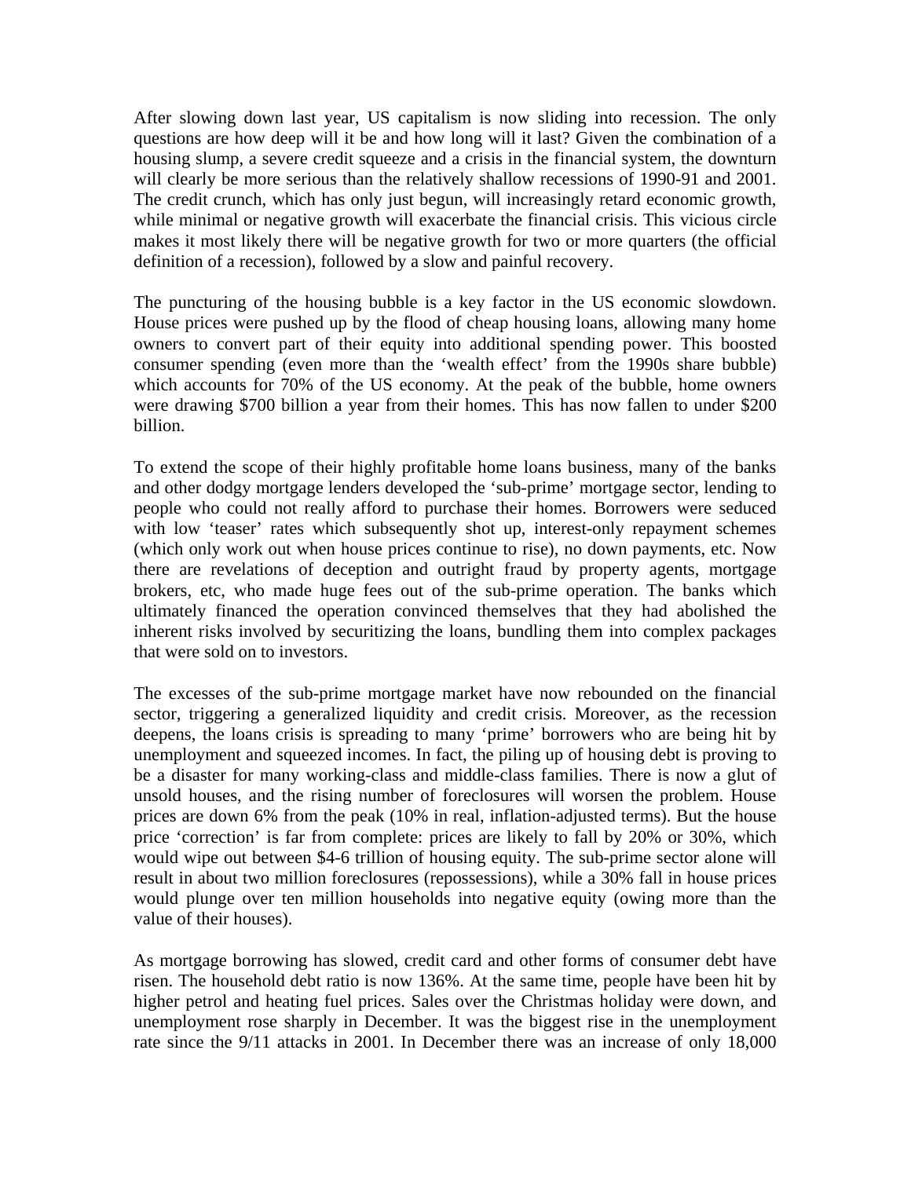After slowing down last year, US capitalism is now sliding into recession. The only questions are how deep will it be and how long will it last? Given the combination of a housing slump, a severe credit squeeze and a crisis in the financial system, the downturn will clearly be more serious than the relatively shallow recessions of 1990-91 and 2001. The credit crunch, which has only just begun, will increasingly retard economic growth, while minimal or negative growth will exacerbate the financial crisis. This vicious circle makes it most likely there will be negative growth for two or more quarters (the official definition of a recession), followed by a slow and painful recovery.

The puncturing of the housing bubble is a key factor in the US economic slowdown. House prices were pushed up by the flood of cheap housing loans, allowing many home owners to convert part of their equity into additional spending power. This boosted consumer spending (even more than the 'wealth effect' from the 1990s share bubble) which accounts for 70% of the US economy. At the peak of the bubble, home owners were drawing $700 billion a year from their homes. This has now fallen to under $200 billion.

To extend the scope of their highly profitable home loans business, many of the banks and other dodgy mortgage lenders developed the 'sub-prime' mortgage sector, lending to people who could not really afford to purchase their homes. Borrowers were seduced with low 'teaser' rates which subsequently shot up, interest-only repayment schemes (which only work out when house prices continue to rise), no down payments, etc. Now there are revelations of deception and outright fraud by property agents, mortgage brokers, etc, who made huge fees out of the sub-prime operation. The banks which ultimately financed the operation convinced themselves that they had abolished the inherent risks involved by securitizing the loans, bundling them into complex packages that were sold on to investors.

The excesses of the sub-prime mortgage market have now rebounded on the financial sector, triggering a generalized liquidity and credit crisis. Moreover, as the recession deepens, the loans crisis is spreading to many 'prime' borrowers who are being hit by unemployment and squeezed incomes. In fact, the piling up of housing debt is proving to be a disaster for many working-class and middle-class families. There is now a glut of unsold houses, and the rising number of foreclosures will worsen the problem. House prices are down 6% from the peak (10% in real, inflation-adjusted terms). But the house price 'correction' is far from complete: prices are likely to fall by 20% or 30%, which would wipe out between $4-6 trillion of housing equity. The sub-prime sector alone will result in about two million foreclosures (repossessions), while a 30% fall in house prices would plunge over ten million households into negative equity (owing more than the value of their houses).

As mortgage borrowing has slowed, credit card and other forms of consumer debt have risen. The household debt ratio is now 136%. At the same time, people have been hit by higher petrol and heating fuel prices. Sales over the Christmas holiday were down, and unemployment rose sharply in December. It was the biggest rise in the unemployment rate since the 9/11 attacks in 2001. In December there was an increase of only 18,000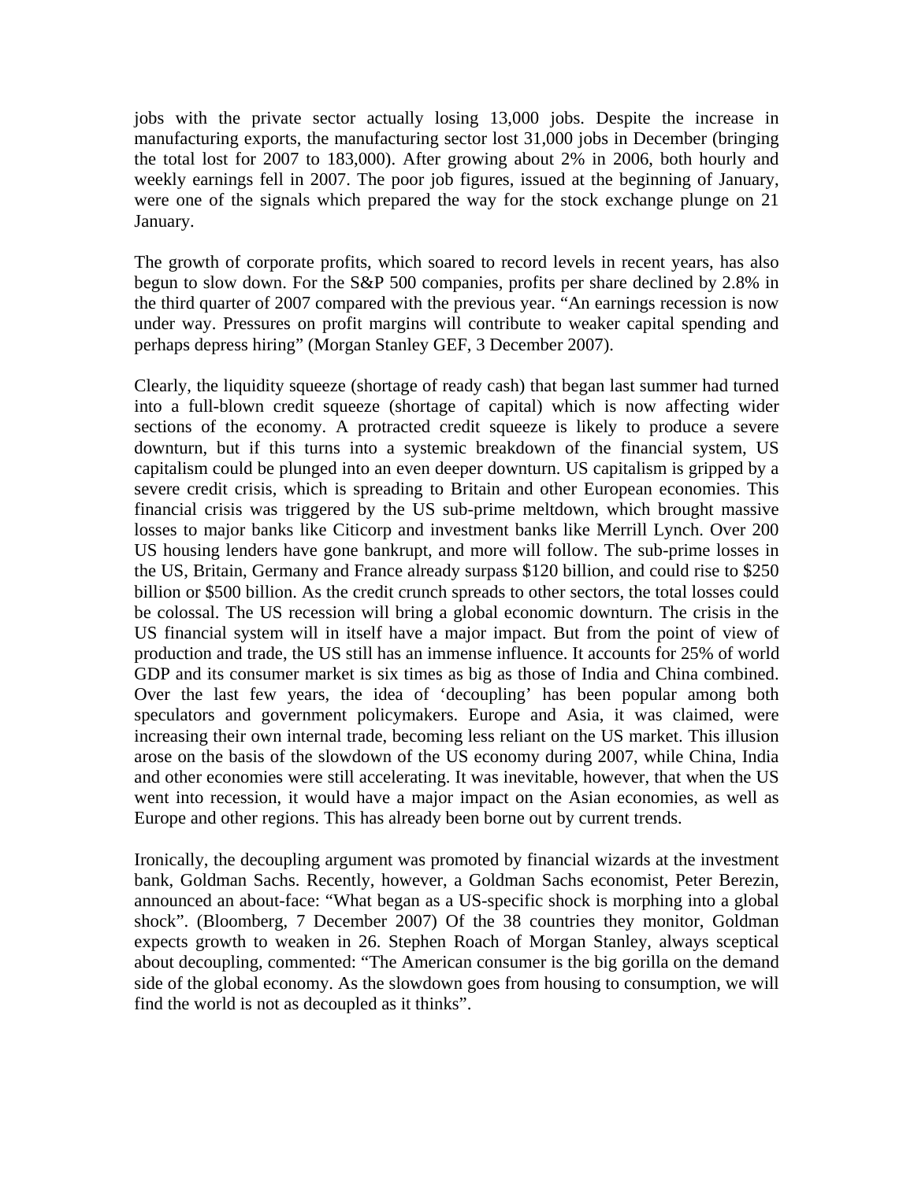jobs with the private sector actually losing 13,000 jobs. Despite the increase in manufacturing exports, the manufacturing sector lost 31,000 jobs in December (bringing the total lost for 2007 to 183,000). After growing about 2% in 2006, both hourly and weekly earnings fell in 2007. The poor job figures, issued at the beginning of January, were one of the signals which prepared the way for the stock exchange plunge on 21 January.

The growth of corporate profits, which soared to record levels in recent years, has also begun to slow down. For the S&P 500 companies, profits per share declined by 2.8% in the third quarter of 2007 compared with the previous year. "An earnings recession is now under way. Pressures on profit margins will contribute to weaker capital spending and perhaps depress hiring" (Morgan Stanley GEF, 3 December 2007).

Clearly, the liquidity squeeze (shortage of ready cash) that began last summer had turned into a full-blown credit squeeze (shortage of capital) which is now affecting wider sections of the economy. A protracted credit squeeze is likely to produce a severe downturn, but if this turns into a systemic breakdown of the financial system, US capitalism could be plunged into an even deeper downturn. US capitalism is gripped by a severe credit crisis, which is spreading to Britain and other European economies. This financial crisis was triggered by the US sub-prime meltdown, which brought massive losses to major banks like Citicorp and investment banks like Merrill Lynch. Over 200 US housing lenders have gone bankrupt, and more will follow. The sub-prime losses in the US, Britain, Germany and France already surpass $120 billion, and could rise to $250 billion or $500 billion. As the credit crunch spreads to other sectors, the total losses could be colossal. The US recession will bring a global economic downturn. The crisis in the US financial system will in itself have a major impact. But from the point of view of production and trade, the US still has an immense influence. It accounts for 25% of world GDP and its consumer market is six times as big as those of India and China combined. Over the last few years, the idea of 'decoupling' has been popular among both speculators and government policymakers. Europe and Asia, it was claimed, were increasing their own internal trade, becoming less reliant on the US market. This illusion arose on the basis of the slowdown of the US economy during 2007, while China, India and other economies were still accelerating. It was inevitable, however, that when the US went into recession, it would have a major impact on the Asian economies, as well as Europe and other regions. This has already been borne out by current trends.

Ironically, the decoupling argument was promoted by financial wizards at the investment bank, Goldman Sachs. Recently, however, a Goldman Sachs economist, Peter Berezin, announced an about-face: "What began as a US-specific shock is morphing into a global shock". (Bloomberg, 7 December 2007) Of the 38 countries they monitor, Goldman expects growth to weaken in 26. Stephen Roach of Morgan Stanley, always sceptical about decoupling, commented: "The American consumer is the big gorilla on the demand side of the global economy. As the slowdown goes from housing to consumption, we will find the world is not as decoupled as it thinks".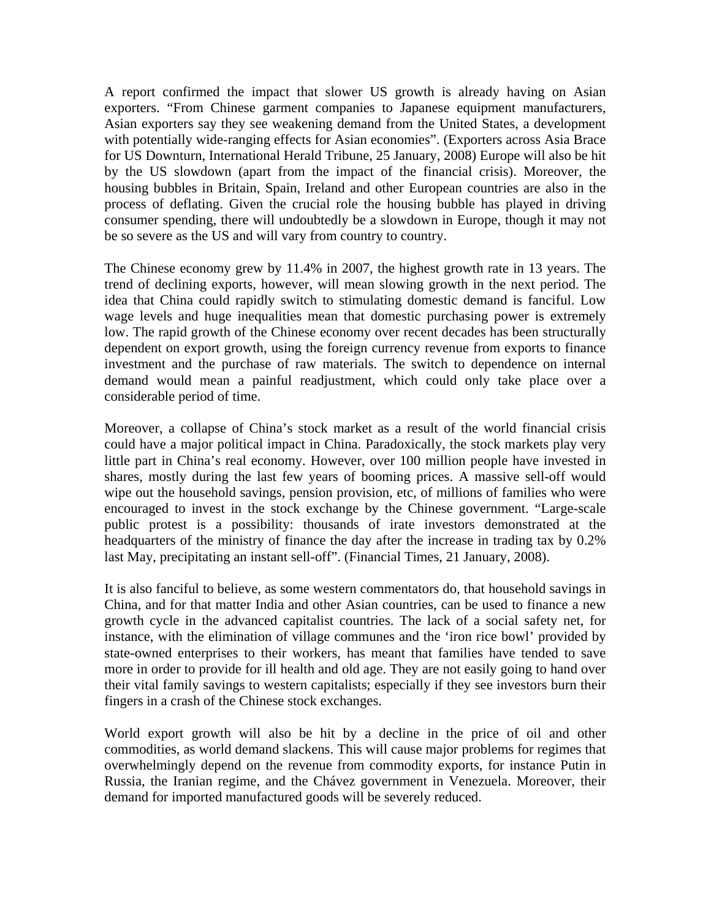A report confirmed the impact that slower US growth is already having on Asian exporters. "From Chinese garment companies to Japanese equipment manufacturers, Asian exporters say they see weakening demand from the United States, a development with potentially wide-ranging effects for Asian economies". (Exporters across Asia Brace for US Downturn, International Herald Tribune, 25 January, 2008) Europe will also be hit by the US slowdown (apart from the impact of the financial crisis). Moreover, the housing bubbles in Britain, Spain, Ireland and other European countries are also in the process of deflating. Given the crucial role the housing bubble has played in driving consumer spending, there will undoubtedly be a slowdown in Europe, though it may not be so severe as the US and will vary from country to country.

The Chinese economy grew by 11.4% in 2007, the highest growth rate in 13 years. The trend of declining exports, however, will mean slowing growth in the next period. The idea that China could rapidly switch to stimulating domestic demand is fanciful. Low wage levels and huge inequalities mean that domestic purchasing power is extremely low. The rapid growth of the Chinese economy over recent decades has been structurally dependent on export growth, using the foreign currency revenue from exports to finance investment and the purchase of raw materials. The switch to dependence on internal demand would mean a painful readjustment, which could only take place over a considerable period of time.

Moreover, a collapse of China's stock market as a result of the world financial crisis could have a major political impact in China. Paradoxically, the stock markets play very little part in China's real economy. However, over 100 million people have invested in shares, mostly during the last few years of booming prices. A massive sell-off would wipe out the household savings, pension provision, etc, of millions of families who were encouraged to invest in the stock exchange by the Chinese government. "Large-scale public protest is a possibility: thousands of irate investors demonstrated at the headquarters of the ministry of finance the day after the increase in trading tax by 0.2% last May, precipitating an instant sell-off". (Financial Times, 21 January, 2008).

It is also fanciful to believe, as some western commentators do, that household savings in China, and for that matter India and other Asian countries, can be used to finance a new growth cycle in the advanced capitalist countries. The lack of a social safety net, for instance, with the elimination of village communes and the 'iron rice bowl' provided by state-owned enterprises to their workers, has meant that families have tended to save more in order to provide for ill health and old age. They are not easily going to hand over their vital family savings to western capitalists; especially if they see investors burn their fingers in a crash of the Chinese stock exchanges.

World export growth will also be hit by a decline in the price of oil and other commodities, as world demand slackens. This will cause major problems for regimes that overwhelmingly depend on the revenue from commodity exports, for instance Putin in Russia, the Iranian regime, and the Chávez government in Venezuela. Moreover, their demand for imported manufactured goods will be severely reduced.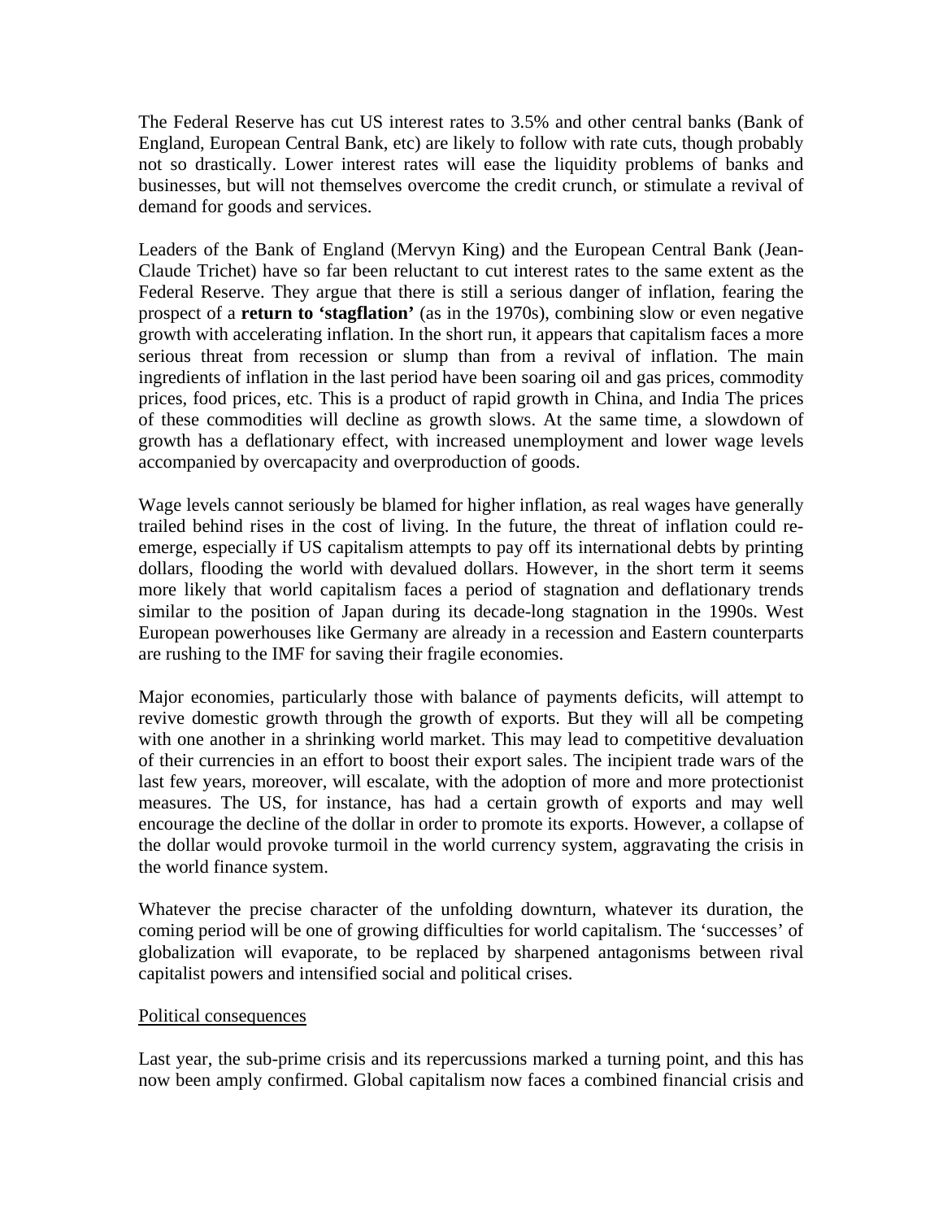The Federal Reserve has cut US interest rates to 3.5% and other central banks (Bank of England, European Central Bank, etc) are likely to follow with rate cuts, though probably not so drastically. Lower interest rates will ease the liquidity problems of banks and businesses, but will not themselves overcome the credit crunch, or stimulate a revival of demand for goods and services.

Leaders of the Bank of England (Mervyn King) and the European Central Bank (Jean-Claude Trichet) have so far been reluctant to cut interest rates to the same extent as the Federal Reserve. They argue that there is still a serious danger of inflation, fearing the prospect of a **return to 'stagflation'** (as in the 1970s), combining slow or even negative growth with accelerating inflation. In the short run, it appears that capitalism faces a more serious threat from recession or slump than from a revival of inflation. The main ingredients of inflation in the last period have been soaring oil and gas prices, commodity prices, food prices, etc. This is a product of rapid growth in China, and India The prices of these commodities will decline as growth slows. At the same time, a slowdown of growth has a deflationary effect, with increased unemployment and lower wage levels accompanied by overcapacity and overproduction of goods.

Wage levels cannot seriously be blamed for higher inflation, as real wages have generally trailed behind rises in the cost of living. In the future, the threat of inflation could re-emerge, especially if US capitalism attempts to pay off its international debts by printing dollars, flooding the world with devalued dollars. However, in the short term it seems more likely that world capitalism faces a period of stagnation and deflationary trends similar to the position of Japan during its decade-long stagnation in the 1990s. West European powerhouses like Germany are already in a recession and Eastern counterparts are rushing to the IMF for saving their fragile economies.

Major economies, particularly those with balance of payments deficits, will attempt to revive domestic growth through the growth of exports. But they will all be competing with one another in a shrinking world market. This may lead to competitive devaluation of their currencies in an effort to boost their export sales. The incipient trade wars of the last few years, moreover, will escalate, with the adoption of more and more protectionist measures. The US, for instance, has had a certain growth of exports and may well encourage the decline of the dollar in order to promote its exports. However, a collapse of the dollar would provoke turmoil in the world currency system, aggravating the crisis in the world finance system.

Whatever the precise character of the unfolding downturn, whatever its duration, the coming period will be one of growing difficulties for world capitalism. The 'successes' of globalization will evaporate, to be replaced by sharpened antagonisms between rival capitalist powers and intensified social and political crises.

## Political consequences

Last year, the sub-prime crisis and its repercussions marked a turning point, and this has now been amply confirmed. Global capitalism now faces a combined financial crisis and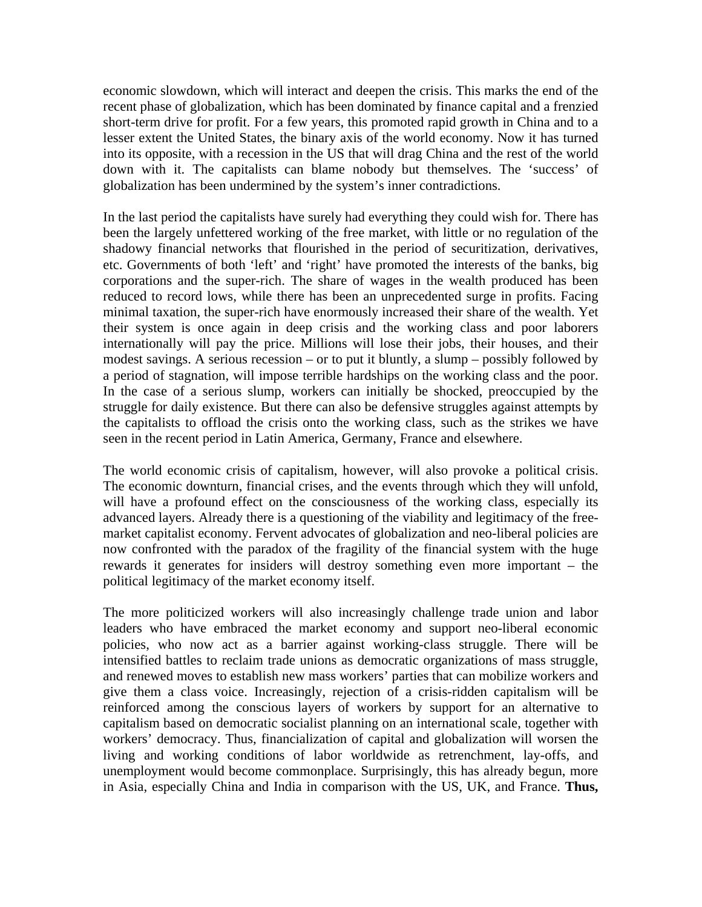economic slowdown, which will interact and deepen the crisis. This marks the end of the recent phase of globalization, which has been dominated by finance capital and a frenzied short-term drive for profit. For a few years, this promoted rapid growth in China and to a lesser extent the United States, the binary axis of the world economy. Now it has turned into its opposite, with a recession in the US that will drag China and the rest of the world down with it. The capitalists can blame nobody but themselves. The 'success' of globalization has been undermined by the system's inner contradictions.

In the last period the capitalists have surely had everything they could wish for. There has been the largely unfettered working of the free market, with little or no regulation of the shadowy financial networks that flourished in the period of securitization, derivatives, etc. Governments of both 'left' and 'right' have promoted the interests of the banks, big corporations and the super-rich. The share of wages in the wealth produced has been reduced to record lows, while there has been an unprecedented surge in profits. Facing minimal taxation, the super-rich have enormously increased their share of the wealth. Yet their system is once again in deep crisis and the working class and poor laborers internationally will pay the price. Millions will lose their jobs, their houses, and their modest savings. A serious recession – or to put it bluntly, a slump – possibly followed by a period of stagnation, will impose terrible hardships on the working class and the poor. In the case of a serious slump, workers can initially be shocked, preoccupied by the struggle for daily existence. But there can also be defensive struggles against attempts by the capitalists to offload the crisis onto the working class, such as the strikes we have seen in the recent period in Latin America, Germany, France and elsewhere.

The world economic crisis of capitalism, however, will also provoke a political crisis. The economic downturn, financial crises, and the events through which they will unfold, will have a profound effect on the consciousness of the working class, especially its advanced layers. Already there is a questioning of the viability and legitimacy of the free-market capitalist economy. Fervent advocates of globalization and neo-liberal policies are now confronted with the paradox of the fragility of the financial system with the huge rewards it generates for insiders will destroy something even more important – the political legitimacy of the market economy itself.

The more politicized workers will also increasingly challenge trade union and labor leaders who have embraced the market economy and support neo-liberal economic policies, who now act as a barrier against working-class struggle. There will be intensified battles to reclaim trade unions as democratic organizations of mass struggle, and renewed moves to establish new mass workers' parties that can mobilize workers and give them a class voice. Increasingly, rejection of a crisis-ridden capitalism will be reinforced among the conscious layers of workers by support for an alternative to capitalism based on democratic socialist planning on an international scale, together with workers' democracy. Thus, financialization of capital and globalization will worsen the living and working conditions of labor worldwide as retrenchment, lay-offs, and unemployment would become commonplace. Surprisingly, this has already begun, more in Asia, especially China and India in comparison with the US, UK, and France. **Thus,**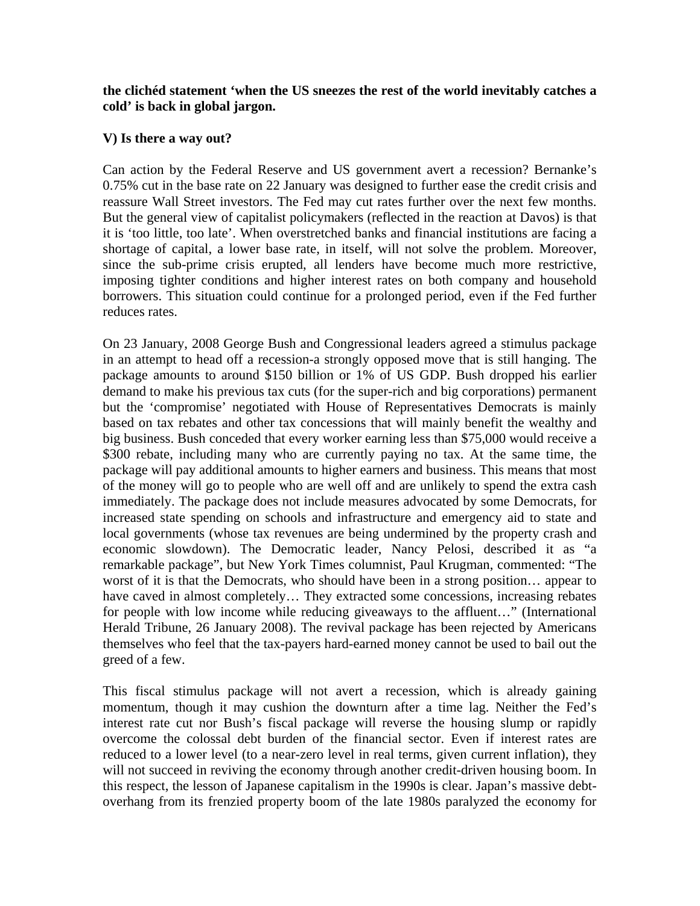**the clichéd statement 'when the US sneezes the rest of the world inevitably catches a cold' is back in global jargon.**

## V) Is there a way out?

Can action by the Federal Reserve and US government avert a recession? Bernanke's 0.75% cut in the base rate on 22 January was designed to further ease the credit crisis and reassure Wall Street investors. The Fed may cut rates further over the next few months. But the general view of capitalist policymakers (reflected in the reaction at Davos) is that it is 'too little, too late'. When overstretched banks and financial institutions are facing a shortage of capital, a lower base rate, in itself, will not solve the problem. Moreover, since the sub-prime crisis erupted, all lenders have become much more restrictive, imposing tighter conditions and higher interest rates on both company and household borrowers. This situation could continue for a prolonged period, even if the Fed further reduces rates.

On 23 January, 2008 George Bush and Congressional leaders agreed a stimulus package in an attempt to head off a recession-a strongly opposed move that is still hanging. The package amounts to around $150 billion or 1% of US GDP. Bush dropped his earlier demand to make his previous tax cuts (for the super-rich and big corporations) permanent but the 'compromise' negotiated with House of Representatives Democrats is mainly based on tax rebates and other tax concessions that will mainly benefit the wealthy and big business. Bush conceded that every worker earning less than $75,000 would receive a $300 rebate, including many who are currently paying no tax. At the same time, the package will pay additional amounts to higher earners and business. This means that most of the money will go to people who are well off and are unlikely to spend the extra cash immediately. The package does not include measures advocated by some Democrats, for increased state spending on schools and infrastructure and emergency aid to state and local governments (whose tax revenues are being undermined by the property crash and economic slowdown). The Democratic leader, Nancy Pelosi, described it as "a remarkable package", but New York Times columnist, Paul Krugman, commented: "The worst of it is that the Democrats, who should have been in a strong position… appear to have caved in almost completely… They extracted some concessions, increasing rebates for people with low income while reducing giveaways to the affluent…" (International Herald Tribune, 26 January 2008). The revival package has been rejected by Americans themselves who feel that the tax-payers hard-earned money cannot be used to bail out the greed of a few.

This fiscal stimulus package will not avert a recession, which is already gaining momentum, though it may cushion the downturn after a time lag. Neither the Fed's interest rate cut nor Bush's fiscal package will reverse the housing slump or rapidly overcome the colossal debt burden of the financial sector. Even if interest rates are reduced to a lower level (to a near-zero level in real terms, given current inflation), they will not succeed in reviving the economy through another credit-driven housing boom. In this respect, the lesson of Japanese capitalism in the 1990s is clear. Japan's massive debt-overhang from its frenzied property boom of the late 1980s paralyzed the economy for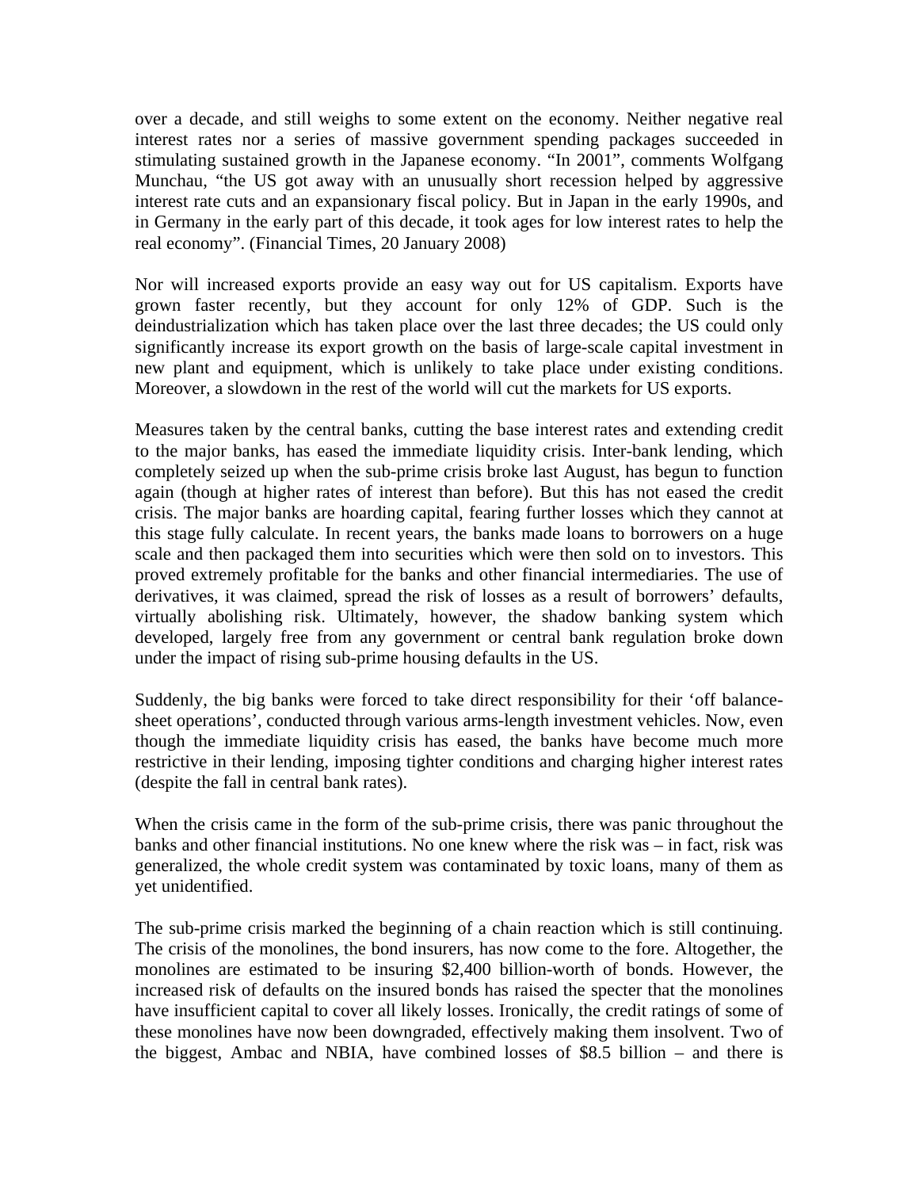over a decade, and still weighs to some extent on the economy. Neither negative real interest rates nor a series of massive government spending packages succeeded in stimulating sustained growth in the Japanese economy. “In 2001”, comments Wolfgang Munchau, “the US got away with an unusually short recession helped by aggressive interest rate cuts and an expansionary fiscal policy. But in Japan in the early 1990s, and in Germany in the early part of this decade, it took ages for low interest rates to help the real economy”. (Financial Times, 20 January 2008)

Nor will increased exports provide an easy way out for US capitalism. Exports have grown faster recently, but they account for only 12% of GDP. Such is the deindustrialization which has taken place over the last three decades; the US could only significantly increase its export growth on the basis of large-scale capital investment in new plant and equipment, which is unlikely to take place under existing conditions. Moreover, a slowdown in the rest of the world will cut the markets for US exports.

Measures taken by the central banks, cutting the base interest rates and extending credit to the major banks, has eased the immediate liquidity crisis. Inter-bank lending, which completely seized up when the sub-prime crisis broke last August, has begun to function again (though at higher rates of interest than before). But this has not eased the credit crisis. The major banks are hoarding capital, fearing further losses which they cannot at this stage fully calculate. In recent years, the banks made loans to borrowers on a huge scale and then packaged them into securities which were then sold on to investors. This proved extremely profitable for the banks and other financial intermediaries. The use of derivatives, it was claimed, spread the risk of losses as a result of borrowers’ defaults, virtually abolishing risk. Ultimately, however, the shadow banking system which developed, largely free from any government or central bank regulation broke down under the impact of rising sub-prime housing defaults in the US.

Suddenly, the big banks were forced to take direct responsibility for their ‘off balance-sheet operations’, conducted through various arms-length investment vehicles. Now, even though the immediate liquidity crisis has eased, the banks have become much more restrictive in their lending, imposing tighter conditions and charging higher interest rates (despite the fall in central bank rates).

When the crisis came in the form of the sub-prime crisis, there was panic throughout the banks and other financial institutions. No one knew where the risk was – in fact, risk was generalized, the whole credit system was contaminated by toxic loans, many of them as yet unidentified.

The sub-prime crisis marked the beginning of a chain reaction which is still continuing. The crisis of the monolines, the bond insurers, has now come to the fore. Altogether, the monolines are estimated to be insuring $2,400 billion-worth of bonds. However, the increased risk of defaults on the insured bonds has raised the specter that the monolines have insufficient capital to cover all likely losses. Ironically, the credit ratings of some of these monolines have now been downgraded, effectively making them insolvent. Two of the biggest, Ambac and NBIA, have combined losses of $8.5 billion – and there is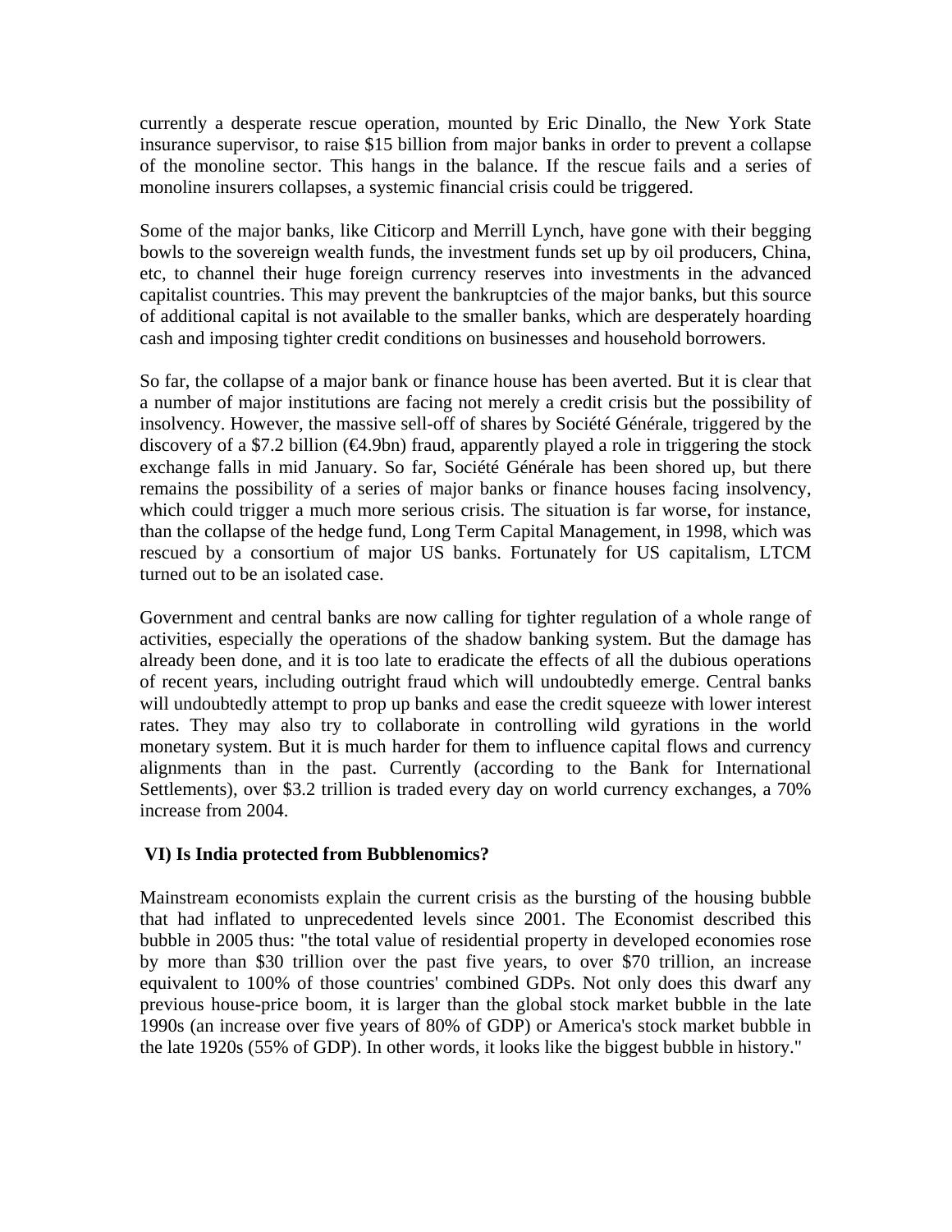currently a desperate rescue operation, mounted by Eric Dinallo, the New York State insurance supervisor, to raise $15 billion from major banks in order to prevent a collapse of the monoline sector. This hangs in the balance. If the rescue fails and a series of monoline insurers collapses, a systemic financial crisis could be triggered.

Some of the major banks, like Citicorp and Merrill Lynch, have gone with their begging bowls to the sovereign wealth funds, the investment funds set up by oil producers, China, etc, to channel their huge foreign currency reserves into investments in the advanced capitalist countries. This may prevent the bankruptcies of the major banks, but this source of additional capital is not available to the smaller banks, which are desperately hoarding cash and imposing tighter credit conditions on businesses and household borrowers.

So far, the collapse of a major bank or finance house has been averted. But it is clear that a number of major institutions are facing not merely a credit crisis but the possibility of insolvency. However, the massive sell-off of shares by Société Générale, triggered by the discovery of a $7.2 billion (€4.9bn) fraud, apparently played a role in triggering the stock exchange falls in mid January. So far, Société Générale has been shored up, but there remains the possibility of a series of major banks or finance houses facing insolvency, which could trigger a much more serious crisis. The situation is far worse, for instance, than the collapse of the hedge fund, Long Term Capital Management, in 1998, which was rescued by a consortium of major US banks. Fortunately for US capitalism, LTCM turned out to be an isolated case.

Government and central banks are now calling for tighter regulation of a whole range of activities, especially the operations of the shadow banking system. But the damage has already been done, and it is too late to eradicate the effects of all the dubious operations of recent years, including outright fraud which will undoubtedly emerge. Central banks will undoubtedly attempt to prop up banks and ease the credit squeeze with lower interest rates. They may also try to collaborate in controlling wild gyrations in the world monetary system. But it is much harder for them to influence capital flows and currency alignments than in the past. Currently (according to the Bank for International Settlements), over $3.2 trillion is traded every day on world currency exchanges, a 70% increase from 2004.

## VI) Is India protected from Bubblenomics?

Mainstream economists explain the current crisis as the bursting of the housing bubble that had inflated to unprecedented levels since 2001. The Economist described this bubble in 2005 thus: "the total value of residential property in developed economies rose by more than $30 trillion over the past five years, to over $70 trillion, an increase equivalent to 100% of those countries' combined GDPs. Not only does this dwarf any previous house-price boom, it is larger than the global stock market bubble in the late 1990s (an increase over five years of 80% of GDP) or America's stock market bubble in the late 1920s (55% of GDP). In other words, it looks like the biggest bubble in history."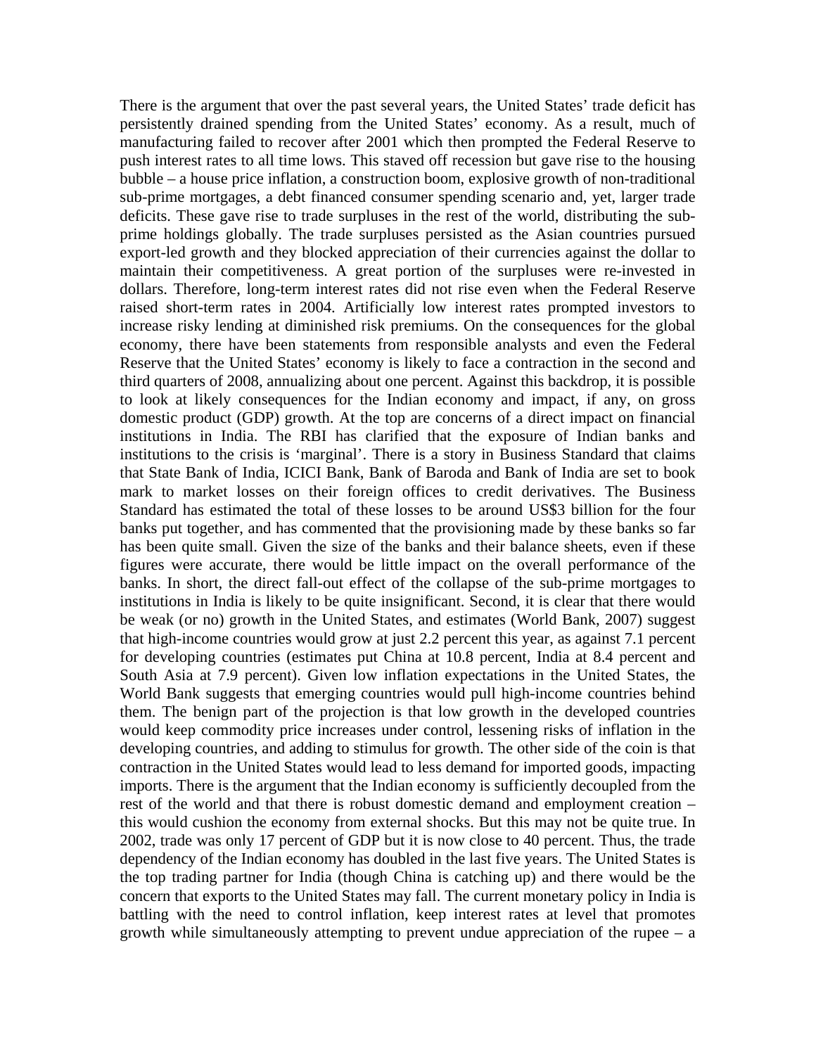There is the argument that over the past several years, the United States' trade deficit has persistently drained spending from the United States' economy. As a result, much of manufacturing failed to recover after 2001 which then prompted the Federal Reserve to push interest rates to all time lows. This staved off recession but gave rise to the housing bubble – a house price inflation, a construction boom, explosive growth of non-traditional sub-prime mortgages, a debt financed consumer spending scenario and, yet, larger trade deficits. These gave rise to trade surpluses in the rest of the world, distributing the sub-prime holdings globally. The trade surpluses persisted as the Asian countries pursued export-led growth and they blocked appreciation of their currencies against the dollar to maintain their competitiveness. A great portion of the surpluses were re-invested in dollars. Therefore, long-term interest rates did not rise even when the Federal Reserve raised short-term rates in 2004. Artificially low interest rates prompted investors to increase risky lending at diminished risk premiums. On the consequences for the global economy, there have been statements from responsible analysts and even the Federal Reserve that the United States' economy is likely to face a contraction in the second and third quarters of 2008, annualizing about one percent. Against this backdrop, it is possible to look at likely consequences for the Indian economy and impact, if any, on gross domestic product (GDP) growth. At the top are concerns of a direct impact on financial institutions in India. The RBI has clarified that the exposure of Indian banks and institutions to the crisis is 'marginal'. There is a story in Business Standard that claims that State Bank of India, ICICI Bank, Bank of Baroda and Bank of India are set to book mark to market losses on their foreign offices to credit derivatives. The Business Standard has estimated the total of these losses to be around US$3 billion for the four banks put together, and has commented that the provisioning made by these banks so far has been quite small. Given the size of the banks and their balance sheets, even if these figures were accurate, there would be little impact on the overall performance of the banks. In short, the direct fall-out effect of the collapse of the sub-prime mortgages to institutions in India is likely to be quite insignificant. Second, it is clear that there would be weak (or no) growth in the United States, and estimates (World Bank, 2007) suggest that high-income countries would grow at just 2.2 percent this year, as against 7.1 percent for developing countries (estimates put China at 10.8 percent, India at 8.4 percent and South Asia at 7.9 percent). Given low inflation expectations in the United States, the World Bank suggests that emerging countries would pull high-income countries behind them. The benign part of the projection is that low growth in the developed countries would keep commodity price increases under control, lessening risks of inflation in the developing countries, and adding to stimulus for growth. The other side of the coin is that contraction in the United States would lead to less demand for imported goods, impacting imports. There is the argument that the Indian economy is sufficiently decoupled from the rest of the world and that there is robust domestic demand and employment creation – this would cushion the economy from external shocks. But this may not be quite true. In 2002, trade was only 17 percent of GDP but it is now close to 40 percent. Thus, the trade dependency of the Indian economy has doubled in the last five years. The United States is the top trading partner for India (though China is catching up) and there would be the concern that exports to the United States may fall. The current monetary policy in India is battling with the need to control inflation, keep interest rates at level that promotes growth while simultaneously attempting to prevent undue appreciation of the rupee – a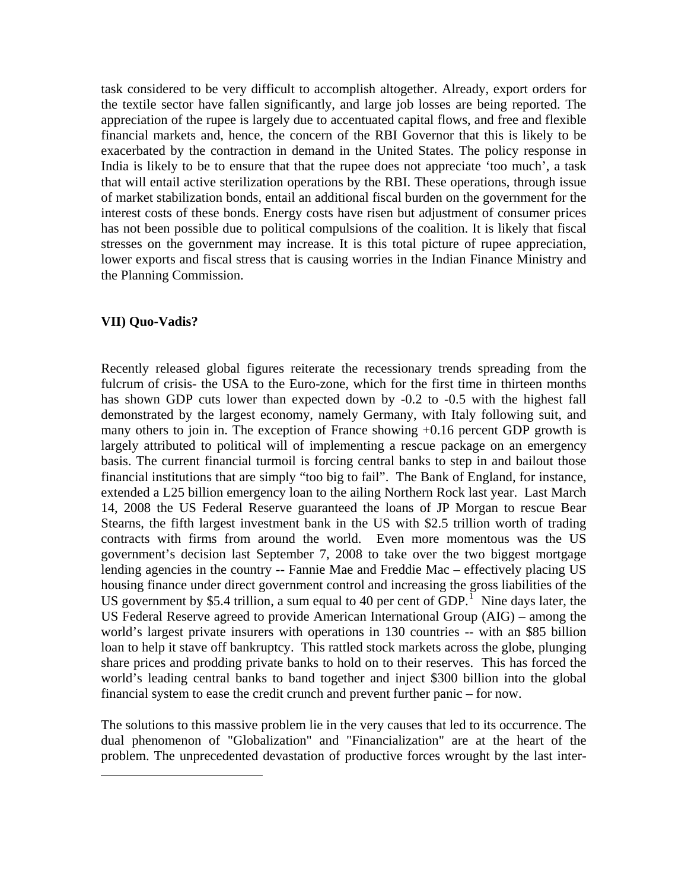task considered to be very difficult to accomplish altogether. Already, export orders for the textile sector have fallen significantly, and large job losses are being reported. The appreciation of the rupee is largely due to accentuated capital flows, and free and flexible financial markets and, hence, the concern of the RBI Governor that this is likely to be exacerbated by the contraction in demand in the United States. The policy response in India is likely to be to ensure that that the rupee does not appreciate 'too much', a task that will entail active sterilization operations by the RBI. These operations, through issue of market stabilization bonds, entail an additional fiscal burden on the government for the interest costs of these bonds. Energy costs have risen but adjustment of consumer prices has not been possible due to political compulsions of the coalition. It is likely that fiscal stresses on the government may increase. It is this total picture of rupee appreciation, lower exports and fiscal stress that is causing worries in the Indian Finance Ministry and the Planning Commission.

### VII) Quo-Vadis?

Recently released global figures reiterate the recessionary trends spreading from the fulcrum of crisis- the USA to the Euro-zone, which for the first time in thirteen months has shown GDP cuts lower than expected down by -0.2 to -0.5 with the highest fall demonstrated by the largest economy, namely Germany, with Italy following suit, and many others to join in. The exception of France showing +0.16 percent GDP growth is largely attributed to political will of implementing a rescue package on an emergency basis. The current financial turmoil is forcing central banks to step in and bailout those financial institutions that are simply "too big to fail". The Bank of England, for instance, extended a L25 billion emergency loan to the ailing Northern Rock last year. Last March 14, 2008 the US Federal Reserve guaranteed the loans of JP Morgan to rescue Bear Stearns, the fifth largest investment bank in the US with $2.5 trillion worth of trading contracts with firms from around the world. Even more momentous was the US government's decision last September 7, 2008 to take over the two biggest mortgage lending agencies in the country -- Fannie Mae and Freddie Mac – effectively placing US housing finance under direct government control and increasing the gross liabilities of the US government by $5.4 trillion, a sum equal to 40 per cent of GDP.[1] Nine days later, the US Federal Reserve agreed to provide American International Group (AIG) – among the world's largest private insurers with operations in 130 countries -- with an $85 billion loan to help it stave off bankruptcy. This rattled stock markets across the globe, plunging share prices and prodding private banks to hold on to their reserves. This has forced the world's leading central banks to band together and inject $300 billion into the global financial system to ease the credit crunch and prevent further panic – for now.

The solutions to this massive problem lie in the very causes that led to its occurrence. The dual phenomenon of "Globalization" and "Financialization" are at the heart of the problem. The unprecedented devastation of productive forces wrought by the last inter-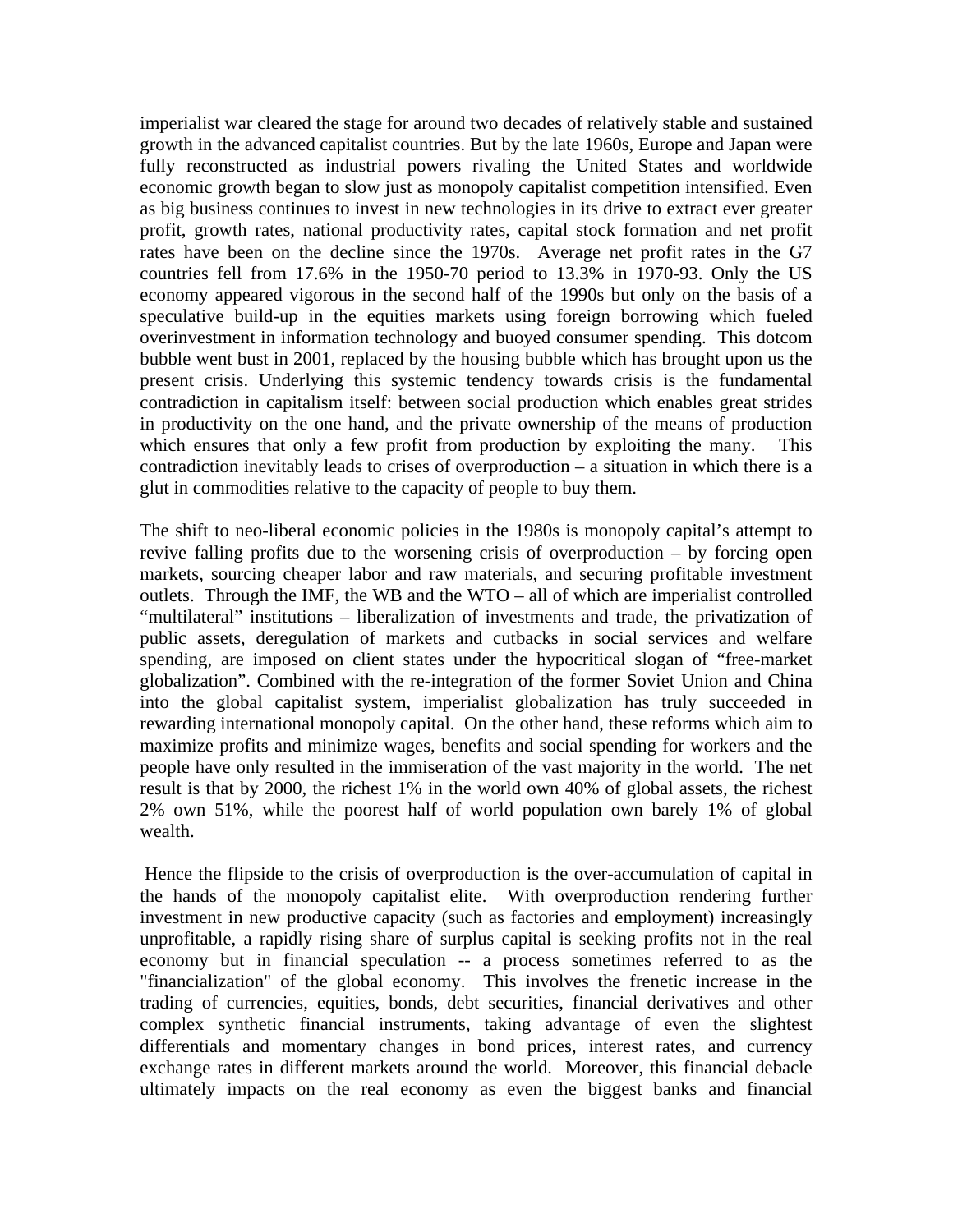imperialist war cleared the stage for around two decades of relatively stable and sustained growth in the advanced capitalist countries. But by the late 1960s, Europe and Japan were fully reconstructed as industrial powers rivaling the United States and worldwide economic growth began to slow just as monopoly capitalist competition intensified. Even as big business continues to invest in new technologies in its drive to extract ever greater profit, growth rates, national productivity rates, capital stock formation and net profit rates have been on the decline since the 1970s. Average net profit rates in the G7 countries fell from 17.6% in the 1950-70 period to 13.3% in 1970-93. Only the US economy appeared vigorous in the second half of the 1990s but only on the basis of a speculative build-up in the equities markets using foreign borrowing which fueled overinvestment in information technology and buoyed consumer spending. This dotcom bubble went bust in 2001, replaced by the housing bubble which has brought upon us the present crisis. Underlying this systemic tendency towards crisis is the fundamental contradiction in capitalism itself: between social production which enables great strides in productivity on the one hand, and the private ownership of the means of production which ensures that only a few profit from production by exploiting the many. This contradiction inevitably leads to crises of overproduction – a situation in which there is a glut in commodities relative to the capacity of people to buy them.

The shift to neo-liberal economic policies in the 1980s is monopoly capital's attempt to revive falling profits due to the worsening crisis of overproduction – by forcing open markets, sourcing cheaper labor and raw materials, and securing profitable investment outlets. Through the IMF, the WB and the WTO – all of which are imperialist controlled "multilateral" institutions – liberalization of investments and trade, the privatization of public assets, deregulation of markets and cutbacks in social services and welfare spending, are imposed on client states under the hypocritical slogan of "free-market globalization". Combined with the re-integration of the former Soviet Union and China into the global capitalist system, imperialist globalization has truly succeeded in rewarding international monopoly capital. On the other hand, these reforms which aim to maximize profits and minimize wages, benefits and social spending for workers and the people have only resulted in the immiseration of the vast majority in the world. The net result is that by 2000, the richest 1% in the world own 40% of global assets, the richest 2% own 51%, while the poorest half of world population own barely 1% of global wealth.

Hence the flipside to the crisis of overproduction is the over-accumulation of capital in the hands of the monopoly capitalist elite. With overproduction rendering further investment in new productive capacity (such as factories and employment) increasingly unprofitable, a rapidly rising share of surplus capital is seeking profits not in the real economy but in financial speculation -- a process sometimes referred to as the "financialization" of the global economy. This involves the frenetic increase in the trading of currencies, equities, bonds, debt securities, financial derivatives and other complex synthetic financial instruments, taking advantage of even the slightest differentials and momentary changes in bond prices, interest rates, and currency exchange rates in different markets around the world. Moreover, this financial debacle ultimately impacts on the real economy as even the biggest banks and financial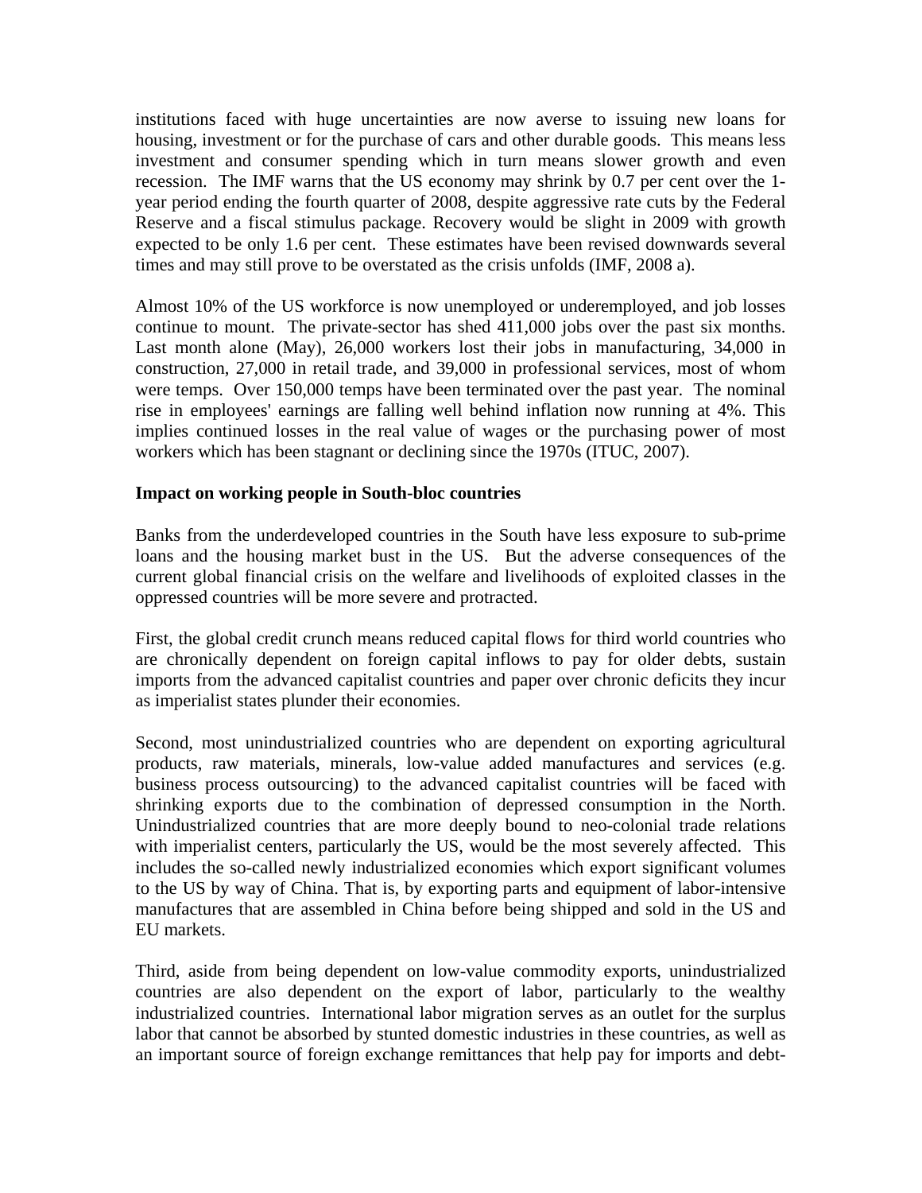institutions faced with huge uncertainties are now averse to issuing new loans for housing, investment or for the purchase of cars and other durable goods. This means less investment and consumer spending which in turn means slower growth and even recession. The IMF warns that the US economy may shrink by 0.7 per cent over the 1-year period ending the fourth quarter of 2008, despite aggressive rate cuts by the Federal Reserve and a fiscal stimulus package. Recovery would be slight in 2009 with growth expected to be only 1.6 per cent. These estimates have been revised downwards several times and may still prove to be overstated as the crisis unfolds (IMF, 2008 a).

Almost 10% of the US workforce is now unemployed or underemployed, and job losses continue to mount. The private-sector has shed 411,000 jobs over the past six months. Last month alone (May), 26,000 workers lost their jobs in manufacturing, 34,000 in construction, 27,000 in retail trade, and 39,000 in professional services, most of whom were temps. Over 150,000 temps have been terminated over the past year. The nominal rise in employees' earnings are falling well behind inflation now running at 4%. This implies continued losses in the real value of wages or the purchasing power of most workers which has been stagnant or declining since the 1970s (ITUC, 2007).

**Impact on working people in South-bloc countries**

Banks from the underdeveloped countries in the South have less exposure to sub-prime loans and the housing market bust in the US. But the adverse consequences of the current global financial crisis on the welfare and livelihoods of exploited classes in the oppressed countries will be more severe and protracted.

First, the global credit crunch means reduced capital flows for third world countries who are chronically dependent on foreign capital inflows to pay for older debts, sustain imports from the advanced capitalist countries and paper over chronic deficits they incur as imperialist states plunder their economies.

Second, most unindustrialized countries who are dependent on exporting agricultural products, raw materials, minerals, low-value added manufactures and services (e.g. business process outsourcing) to the advanced capitalist countries will be faced with shrinking exports due to the combination of depressed consumption in the North. Unindustrialized countries that are more deeply bound to neo-colonial trade relations with imperialist centers, particularly the US, would be the most severely affected. This includes the so-called newly industrialized economies which export significant volumes to the US by way of China. That is, by exporting parts and equipment of labor-intensive manufactures that are assembled in China before being shipped and sold in the US and EU markets.

Third, aside from being dependent on low-value commodity exports, unindustrialized countries are also dependent on the export of labor, particularly to the wealthy industrialized countries. International labor migration serves as an outlet for the surplus labor that cannot be absorbed by stunted domestic industries in these countries, as well as an important source of foreign exchange remittances that help pay for imports and debt-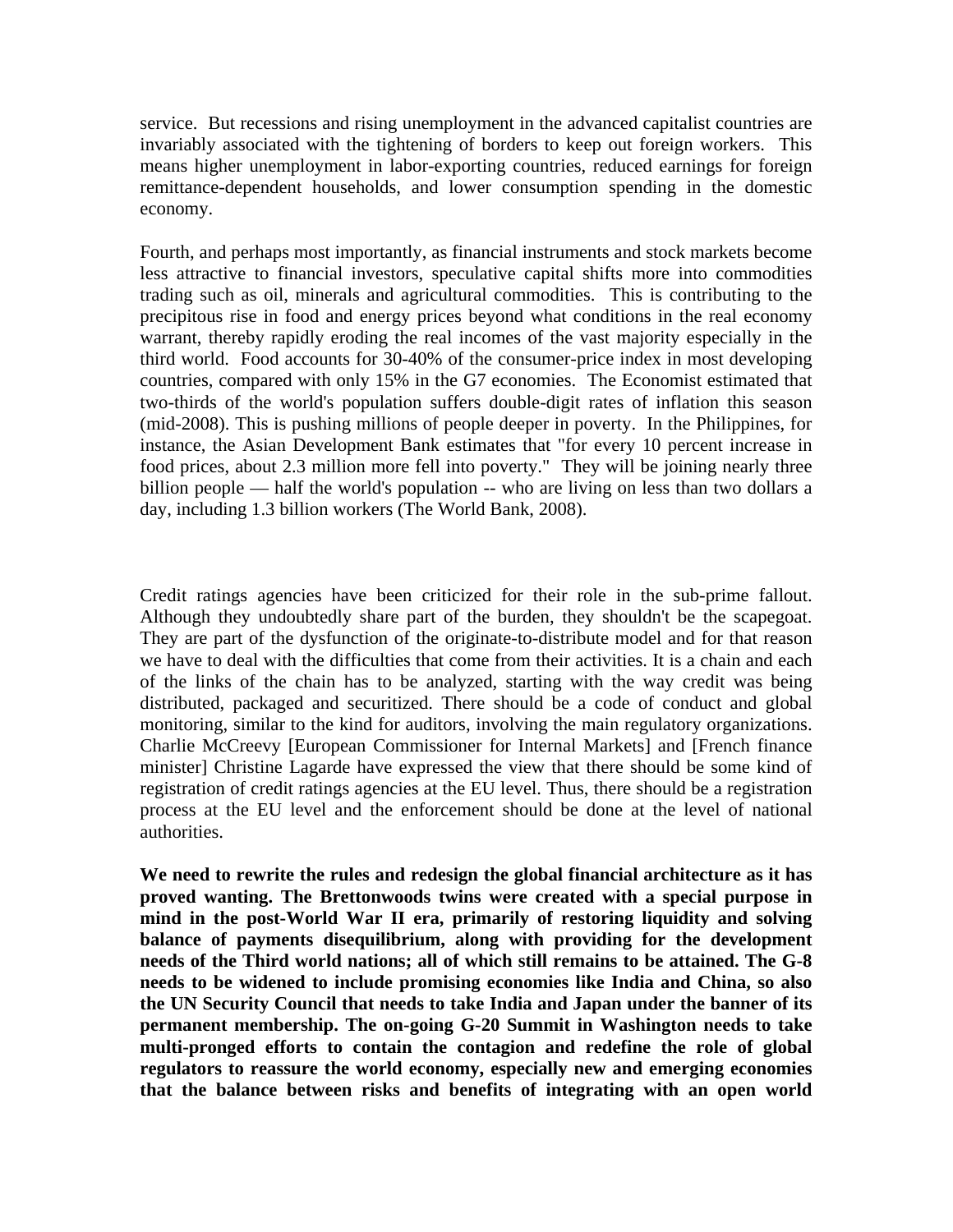service. But recessions and rising unemployment in the advanced capitalist countries are invariably associated with the tightening of borders to keep out foreign workers. This means higher unemployment in labor-exporting countries, reduced earnings for foreign remittance-dependent households, and lower consumption spending in the domestic economy.

Fourth, and perhaps most importantly, as financial instruments and stock markets become less attractive to financial investors, speculative capital shifts more into commodities trading such as oil, minerals and agricultural commodities. This is contributing to the precipitous rise in food and energy prices beyond what conditions in the real economy warrant, thereby rapidly eroding the real incomes of the vast majority especially in the third world. Food accounts for 30-40% of the consumer-price index in most developing countries, compared with only 15% in the G7 economies. The Economist estimated that two-thirds of the world's population suffers double-digit rates of inflation this season (mid-2008). This is pushing millions of people deeper in poverty. In the Philippines, for instance, the Asian Development Bank estimates that "for every 10 percent increase in food prices, about 2.3 million more fell into poverty." They will be joining nearly three billion people — half the world's population -- who are living on less than two dollars a day, including 1.3 billion workers (The World Bank, 2008).

Credit ratings agencies have been criticized for their role in the sub-prime fallout. Although they undoubtedly share part of the burden, they shouldn't be the scapegoat. They are part of the dysfunction of the originate-to-distribute model and for that reason we have to deal with the difficulties that come from their activities. It is a chain and each of the links of the chain has to be analyzed, starting with the way credit was being distributed, packaged and securitized. There should be a code of conduct and global monitoring, similar to the kind for auditors, involving the main regulatory organizations. Charlie McCreevy [European Commissioner for Internal Markets] and [French finance minister] Christine Lagarde have expressed the view that there should be some kind of registration of credit ratings agencies at the EU level. Thus, there should be a registration process at the EU level and the enforcement should be done at the level of national authorities.

**We need to rewrite the rules and redesign the global financial architecture as it has proved wanting. The Brettonwoods twins were created with a special purpose in mind in the post-World War II era, primarily of restoring liquidity and solving balance of payments disequilibrium, along with providing for the development needs of the Third world nations; all of which still remains to be attained. The G-8 needs to be widened to include promising economies like India and China, so also the UN Security Council that needs to take India and Japan under the banner of its permanent membership. The on-going G-20 Summit in Washington needs to take multi-pronged efforts to contain the contagion and redefine the role of global regulators to reassure the world economy, especially new and emerging economies that the balance between risks and benefits of integrating with an open world**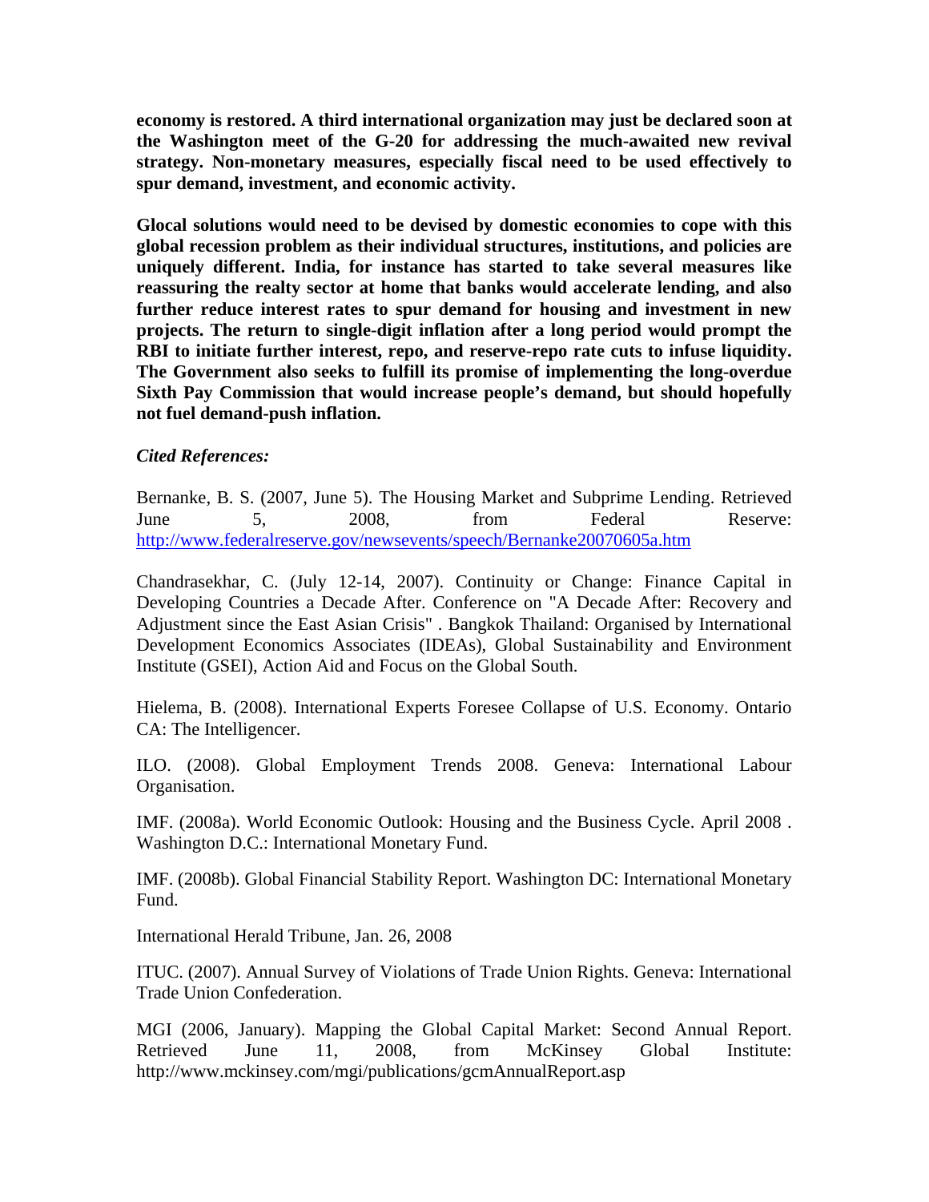**economy is restored. A third international organization may just be declared soon at the Washington meet of the G-20 for addressing the much-awaited new revival strategy. Non-monetary measures, especially fiscal need to be used effectively to spur demand, investment, and economic activity.**

**Glocal solutions would need to be devised by domestic economies to cope with this global recession problem as their individual structures, institutions, and policies are uniquely different. India, for instance has started to take several measures like reassuring the realty sector at home that banks would accelerate lending, and also further reduce interest rates to spur demand for housing and investment in new projects. The return to single-digit inflation after a long period would prompt the RBI to initiate further interest, repo, and reserve-repo rate cuts to infuse liquidity. The Government also seeks to fulfill its promise of implementing the long-overdue Sixth Pay Commission that would increase people's demand, but should hopefully not fuel demand-push inflation.**

***Cited References:***

Bernanke, B. S. (2007, June 5). The Housing Market and Subprime Lending. Retrieved June 5, 2008, from Federal Reserve: http://www.federalreserve.gov/newsevents/speech/Bernanke20070605a.htm

Chandrasekhar, C. (July 12-14, 2007). Continuity or Change: Finance Capital in Developing Countries a Decade After. Conference on "A Decade After: Recovery and Adjustment since the East Asian Crisis" . Bangkok Thailand: Organised by International Development Economics Associates (IDEAs), Global Sustainability and Environment Institute (GSEI), Action Aid and Focus on the Global South.

Hielema, B. (2008). International Experts Foresee Collapse of U.S. Economy. Ontario CA: The Intelligencer.

ILO. (2008). Global Employment Trends 2008. Geneva: International Labour Organisation.

IMF. (2008a). World Economic Outlook: Housing and the Business Cycle. April 2008 . Washington D.C.: International Monetary Fund.

IMF. (2008b). Global Financial Stability Report. Washington DC: International Monetary Fund.

International Herald Tribune, Jan. 26, 2008

ITUC. (2007). Annual Survey of Violations of Trade Union Rights. Geneva: International Trade Union Confederation.

MGI (2006, January). Mapping the Global Capital Market: Second Annual Report. Retrieved June 11, 2008, from McKinsey Global Institute: http://www.mckinsey.com/mgi/publications/gcmAnnualReport.asp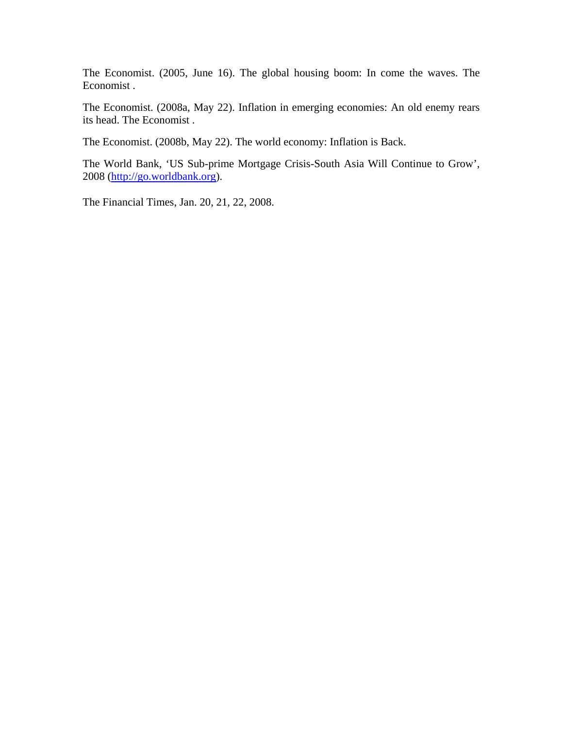The Economist. (2005, June 16). The global housing boom: In come the waves. The Economist .

The Economist. (2008a, May 22). Inflation in emerging economies: An old enemy rears its head. The Economist .

The Economist. (2008b, May 22). The world economy: Inflation is Back.

The World Bank, 'US Sub-prime Mortgage Crisis-South Asia Will Continue to Grow', 2008 (http://go.worldbank.org).

The Financial Times, Jan. 20, 21, 22, 2008.